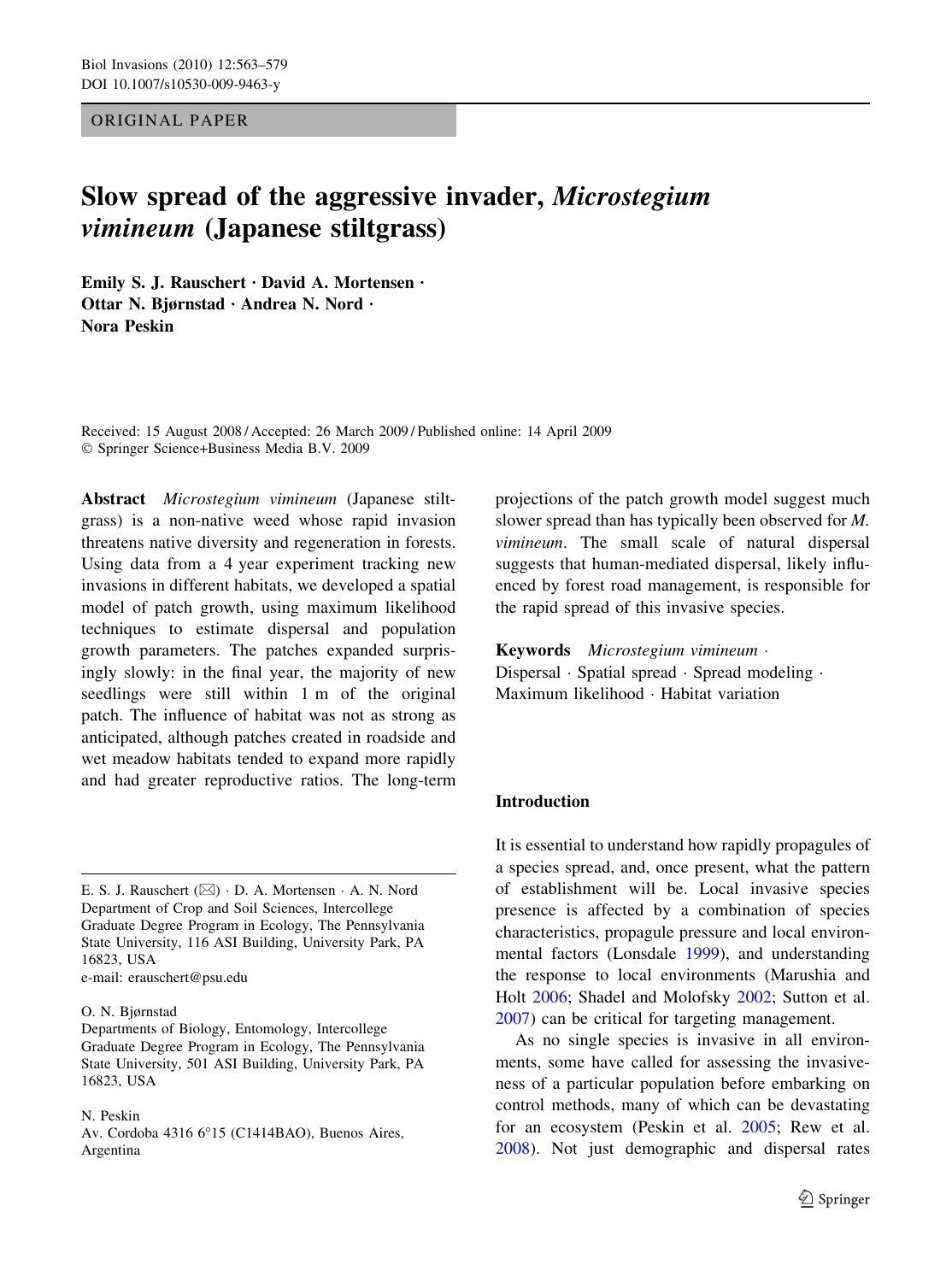ORIGINAL PAPER

# Slow spread of the aggressive invader, *Microstegium vimineum* (Japanese stiltgrass)

**Emily S. J. Rauschert · David A. Mortensen · Ottar N. Bjørnstad · Andrea N. Nord · Nora Peskin**

Received: 15 August 2008 / Accepted: 26 March 2009 / Published online: 14 April 2009
© Springer Science+Business Media B.V. 2009

**Abstract** *Microstegium vimineum* (Japanese stiltgrass) is a non-native weed whose rapid invasion threatens native diversity and regeneration in forests. Using data from a 4 year experiment tracking new invasions in different habitats, we developed a spatial model of patch growth, using maximum likelihood techniques to estimate dispersal and population growth parameters. The patches expanded surprisingly slowly: in the final year, the majority of new seedlings were still within 1 m of the original patch. The influence of habitat was not as strong as anticipated, although patches created in roadside and wet meadow habitats tended to expand more rapidly and had greater reproductive ratios. The long-term projections of the patch growth model suggest much slower spread than has typically been observed for *M. vimineum*. The small scale of natural dispersal suggests that human-mediated dispersal, likely influenced by forest road management, is responsible for the rapid spread of this invasive species.

**Keywords** *Microstegium vimineum* · Dispersal · Spatial spread · Spread modeling · Maximum likelihood · Habitat variation

E. S. J. Rauschert (✉) · D. A. Mortensen · A. N. Nord
Department of Crop and Soil Sciences, Intercollege Graduate Degree Program in Ecology, The Pennsylvania State University, 116 ASI Building, University Park, PA 16823, USA
e-mail: erauschert@psu.edu

O. N. Bjørnstad
Departments of Biology, Entomology, Intercollege Graduate Degree Program in Ecology, The Pennsylvania State University, 501 ASI Building, University Park, PA 16823, USA

N. Peskin
Av. Cordoba 4316 6°15 (C1414BAO), Buenos Aires, Argentina

## Introduction

It is essential to understand how rapidly propagules of a species spread, and, once present, what the pattern of establishment will be. Local invasive species presence is affected by a combination of species characteristics, propagule pressure and local environmental factors (Lonsdale 1999), and understanding the response to local environments (Marushia and Holt 2006; Shadel and Molofsky 2002; Sutton et al. 2007) can be critical for targeting management.

As no single species is invasive in all environments, some have called for assessing the invasiveness of a particular population before embarking on control methods, many of which can be devastating for an ecosystem (Peskin et al. 2005; Rew et al. 2008). Not just demographic and dispersal rates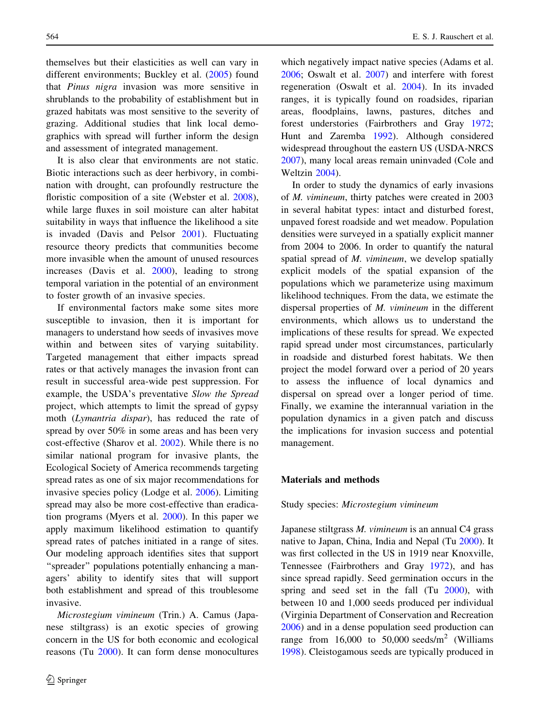themselves but their elasticities as well can vary in different environments; Buckley et al. (2005) found that *Pinus nigra* invasion was more sensitive in shrublands to the probability of establishment but in grazed habitats was most sensitive to the severity of grazing. Additional studies that link local demographics with spread will further inform the design and assessment of integrated management.

It is also clear that environments are not static. Biotic interactions such as deer herbivory, in combination with drought, can profoundly restructure the floristic composition of a site (Webster et al. 2008), while large fluxes in soil moisture can alter habitat suitability in ways that influence the likelihood a site is invaded (Davis and Pelsor 2001). Fluctuating resource theory predicts that communities become more invasible when the amount of unused resources increases (Davis et al. 2000), leading to strong temporal variation in the potential of an environment to foster growth of an invasive species.

If environmental factors make some sites more susceptible to invasion, then it is important for managers to understand how seeds of invasives move within and between sites of varying suitability. Targeted management that either impacts spread rates or that actively manages the invasion front can result in successful area-wide pest suppression. For example, the USDA's preventative *Slow the Spread* project, which attempts to limit the spread of gypsy moth (*Lymantria dispar*), has reduced the rate of spread by over 50% in some areas and has been very cost-effective (Sharov et al. 2002). While there is no similar national program for invasive plants, the Ecological Society of America recommends targeting spread rates as one of six major recommendations for invasive species policy (Lodge et al. 2006). Limiting spread may also be more cost-effective than eradication programs (Myers et al. 2000). In this paper we apply maximum likelihood estimation to quantify spread rates of patches initiated in a range of sites. Our modeling approach identifies sites that support "spreader" populations potentially enhancing a managers' ability to identify sites that will support both establishment and spread of this troublesome invasive.

*Microstegium vimineum* (Trin.) A. Camus (Japanese stiltgrass) is an exotic species of growing concern in the US for both economic and ecological reasons (Tu 2000). It can form dense monocultures which negatively impact native species (Adams et al. 2006; Oswalt et al. 2007) and interfere with forest regeneration (Oswalt et al. 2004). In its invaded ranges, it is typically found on roadsides, riparian areas, floodplains, lawns, pastures, ditches and forest understories (Fairbrothers and Gray 1972; Hunt and Zaremba 1992). Although considered widespread throughout the eastern US (USDA-NRCS 2007), many local areas remain uninvaded (Cole and Weltzin 2004).

In order to study the dynamics of early invasions of *M. vimineum*, thirty patches were created in 2003 in several habitat types: intact and disturbed forest, unpaved forest roadside and wet meadow. Population densities were surveyed in a spatially explicit manner from 2004 to 2006. In order to quantify the natural spatial spread of *M. vimineum*, we develop spatially explicit models of the spatial expansion of the populations which we parameterize using maximum likelihood techniques. From the data, we estimate the dispersal properties of *M. vimineum* in the different environments, which allows us to understand the implications of these results for spread. We expected rapid spread under most circumstances, particularly in roadside and disturbed forest habitats. We then project the model forward over a period of 20 years to assess the influence of local dynamics and dispersal on spread over a longer period of time. Finally, we examine the interannual variation in the population dynamics in a given patch and discuss the implications for invasion success and potential management.

## Materials and methods

### Study species: *Microstegium vimineum*

Japanese stiltgrass *M. vimineum* is an annual C4 grass native to Japan, China, India and Nepal (Tu 2000). It was first collected in the US in 1919 near Knoxville, Tennessee (Fairbrothers and Gray 1972), and has since spread rapidly. Seed germination occurs in the spring and seed set in the fall (Tu 2000), with between 10 and 1,000 seeds produced per individual (Virginia Department of Conservation and Recreation 2006) and in a dense population seed production can range from 16,000 to 50,000 seeds/m$^2$ (Williams 1998). Cleistogamous seeds are typically produced in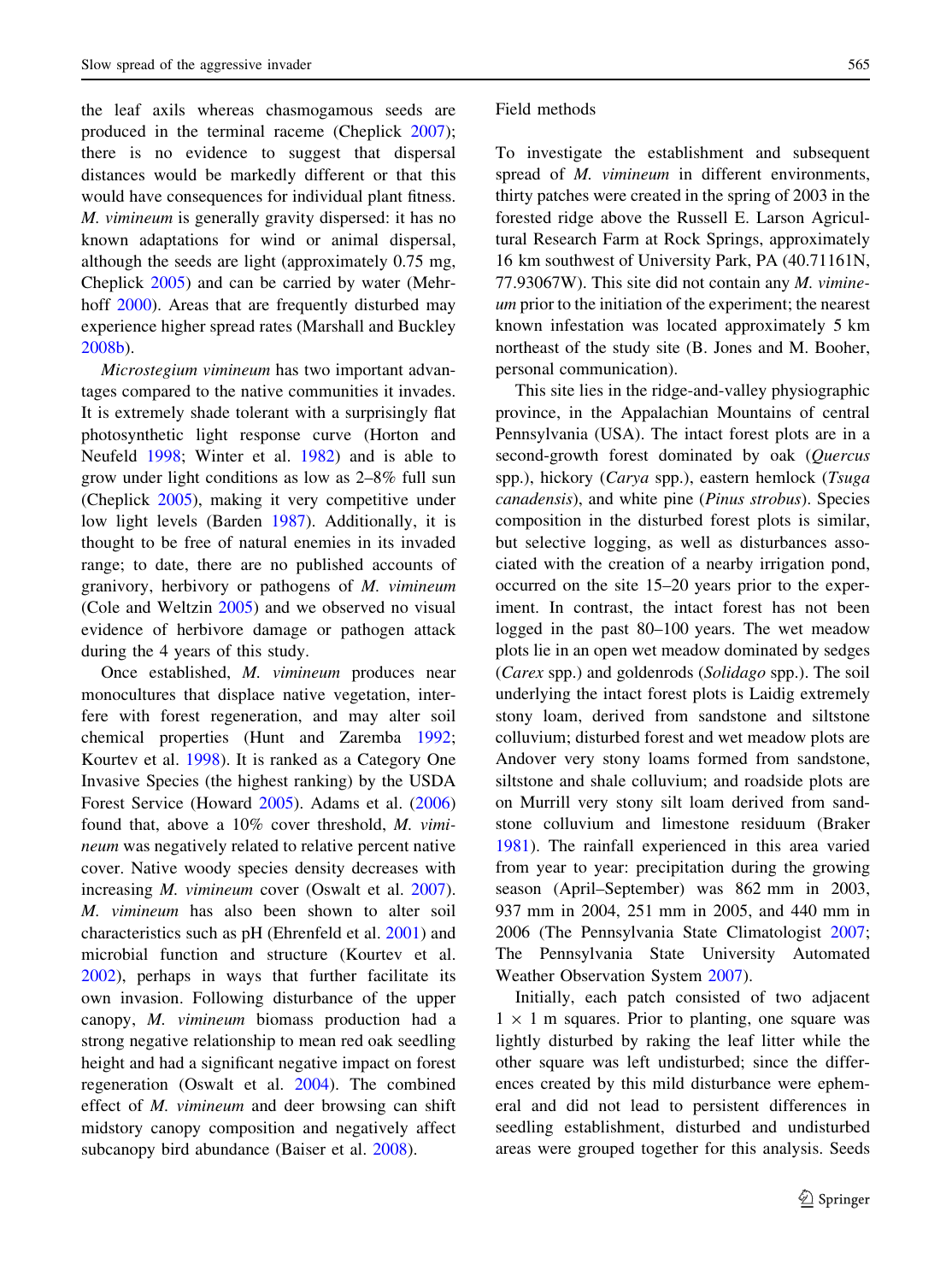the leaf axils whereas chasmogamous seeds are produced in the terminal raceme (Cheplick 2007); there is no evidence to suggest that dispersal distances would be markedly different or that this would have consequences for individual plant fitness. *M. vimineum* is generally gravity dispersed: it has no known adaptations for wind or animal dispersal, although the seeds are light (approximately 0.75 mg, Cheplick 2005) and can be carried by water (Mehrhoff 2000). Areas that are frequently disturbed may experience higher spread rates (Marshall and Buckley 2008b).

*Microstegium vimineum* has two important advantages compared to the native communities it invades. It is extremely shade tolerant with a surprisingly flat photosynthetic light response curve (Horton and Neufeld 1998; Winter et al. 1982) and is able to grow under light conditions as low as 2–8% full sun (Cheplick 2005), making it very competitive under low light levels (Barden 1987). Additionally, it is thought to be free of natural enemies in its invaded range; to date, there are no published accounts of granivory, herbivory or pathogens of *M. vimineum* (Cole and Weltzin 2005) and we observed no visual evidence of herbivore damage or pathogen attack during the 4 years of this study.

Once established, *M. vimineum* produces near monocultures that displace native vegetation, interfere with forest regeneration, and may alter soil chemical properties (Hunt and Zaremba 1992; Kourtev et al. 1998). It is ranked as a Category One Invasive Species (the highest ranking) by the USDA Forest Service (Howard 2005). Adams et al. (2006) found that, above a 10% cover threshold, *M. vimineum* was negatively related to relative percent native cover. Native woody species density decreases with increasing *M. vimineum* cover (Oswalt et al. 2007). *M. vimineum* has also been shown to alter soil characteristics such as pH (Ehrenfeld et al. 2001) and microbial function and structure (Kourtev et al. 2002), perhaps in ways that further facilitate its own invasion. Following disturbance of the upper canopy, *M. vimineum* biomass production had a strong negative relationship to mean red oak seedling height and had a significant negative impact on forest regeneration (Oswalt et al. 2004). The combined effect of *M. vimineum* and deer browsing can shift midstory canopy composition and negatively affect subcanopy bird abundance (Baiser et al. 2008).

## Field methods

To investigate the establishment and subsequent spread of *M. vimineum* in different environments, thirty patches were created in the spring of 2003 in the forested ridge above the Russell E. Larson Agricultural Research Farm at Rock Springs, approximately 16 km southwest of University Park, PA (40.71161N, 77.93067W). This site did not contain any *M. vimineum* prior to the initiation of the experiment; the nearest known infestation was located approximately 5 km northeast of the study site (B. Jones and M. Booher, personal communication).

This site lies in the ridge-and-valley physiographic province, in the Appalachian Mountains of central Pennsylvania (USA). The intact forest plots are in a second-growth forest dominated by oak (*Quercus* spp.), hickory (*Carya* spp.), eastern hemlock (*Tsuga canadensis*), and white pine (*Pinus strobus*). Species composition in the disturbed forest plots is similar, but selective logging, as well as disturbances associated with the creation of a nearby irrigation pond, occurred on the site 15–20 years prior to the experiment. In contrast, the intact forest has not been logged in the past 80–100 years. The wet meadow plots lie in an open wet meadow dominated by sedges (*Carex* spp.) and goldenrods (*Solidago* spp.). The soil underlying the intact forest plots is Laidig extremely stony loam, derived from sandstone and siltstone colluvium; disturbed forest and wet meadow plots are Andover very stony loams formed from sandstone, siltstone and shale colluvium; and roadside plots are on Murrill very stony silt loam derived from sandstone colluvium and limestone residuum (Braker 1981). The rainfall experienced in this area varied from year to year: precipitation during the growing season (April–September) was 862 mm in 2003, 937 mm in 2004, 251 mm in 2005, and 440 mm in 2006 (The Pennsylvania State Climatologist 2007; The Pennsylvania State University Automated Weather Observation System 2007).

Initially, each patch consisted of two adjacent 1 × 1 m squares. Prior to planting, one square was lightly disturbed by raking the leaf litter while the other square was left undisturbed; since the differences created by this mild disturbance were ephemeral and did not lead to persistent differences in seedling establishment, disturbed and undisturbed areas were grouped together for this analysis. Seeds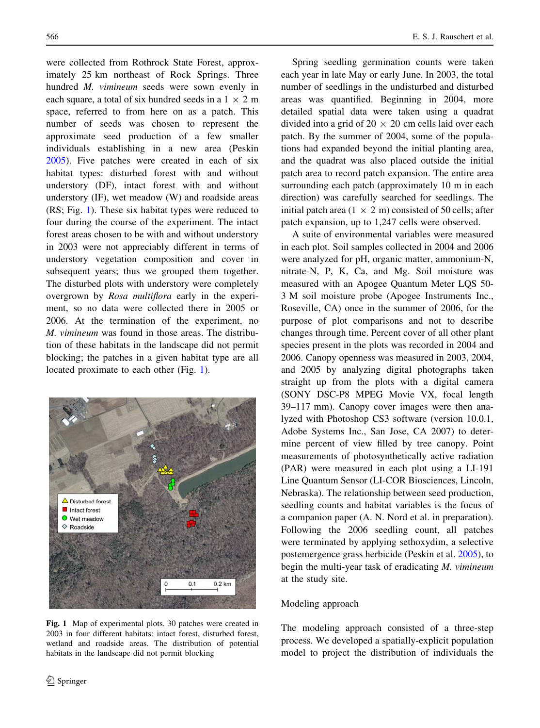were collected from Rothrock State Forest, approximately 25 km northeast of Rock Springs. Three hundred *M. vimineum* seeds were sown evenly in each square, a total of six hundred seeds in a 1 × 2 m space, referred to from here on as a patch. This number of seeds was chosen to represent the approximate seed production of a few smaller individuals establishing in a new area (Peskin 2005). Five patches were created in each of six habitat types: disturbed forest with and without understory (DF), intact forest with and without understory (IF), wet meadow (W) and roadside areas (RS; Fig. 1). These six habitat types were reduced to four during the course of the experiment. The intact forest areas chosen to be with and without understory in 2003 were not appreciably different in terms of understory vegetation composition and cover in subsequent years; thus we grouped them together. The disturbed plots with understory were completely overgrown by *Rosa multiflora* early in the experiment, so no data were collected there in 2005 or 2006. At the termination of the experiment, no *M. vimineum* was found in those areas. The distribution of these habitats in the landscape did not permit blocking; the patches in a given habitat type are all located proximate to each other (Fig. 1).

**Fig. 1** Map of experimental plots. 30 patches were created in 2003 in four different habitats: intact forest, disturbed forest, wetland and roadside areas. The distribution of potential habitats in the landscape did not permit blocking

Spring seedling germination counts were taken each year in late May or early June. In 2003, the total number of seedlings in the undisturbed and disturbed areas was quantified. Beginning in 2004, more detailed spatial data were taken using a quadrat divided into a grid of 20 × 20 cm cells laid over each patch. By the summer of 2004, some of the populations had expanded beyond the initial planting area, and the quadrat was also placed outside the initial patch area to record patch expansion. The entire area surrounding each patch (approximately 10 m in each direction) was carefully searched for seedlings. The initial patch area (1 × 2 m) consisted of 50 cells; after patch expansion, up to 1,247 cells were observed.

A suite of environmental variables were measured in each plot. Soil samples collected in 2004 and 2006 were analyzed for pH, organic matter, ammonium-N, nitrate-N, P, K, Ca, and Mg. Soil moisture was measured with an Apogee Quantum Meter LQS 50-3 M soil moisture probe (Apogee Instruments Inc., Roseville, CA) once in the summer of 2006, for the purpose of plot comparisons and not to describe changes through time. Percent cover of all other plant species present in the plots was recorded in 2004 and 2006. Canopy openness was measured in 2003, 2004, and 2005 by analyzing digital photographs taken straight up from the plots with a digital camera (SONY DSC-P8 MPEG Movie VX, focal length 39–117 mm). Canopy cover images were then analyzed with Photoshop CS3 software (version 10.0.1, Adobe Systems Inc., San Jose, CA 2007) to determine percent of view filled by tree canopy. Point measurements of photosynthetically active radiation (PAR) were measured in each plot using a LI-191 Line Quantum Sensor (LI-COR Biosciences, Lincoln, Nebraska). The relationship between seed production, seedling counts and habitat variables is the focus of a companion paper (A. N. Nord et al. in preparation). Following the 2006 seedling count, all patches were terminated by applying sethoxydim, a selective postemergence grass herbicide (Peskin et al. 2005), to begin the multi-year task of eradicating *M. vimineum* at the study site.

## Modeling approach

The modeling approach consisted of a three-step process. We developed a spatially-explicit population model to project the distribution of individuals the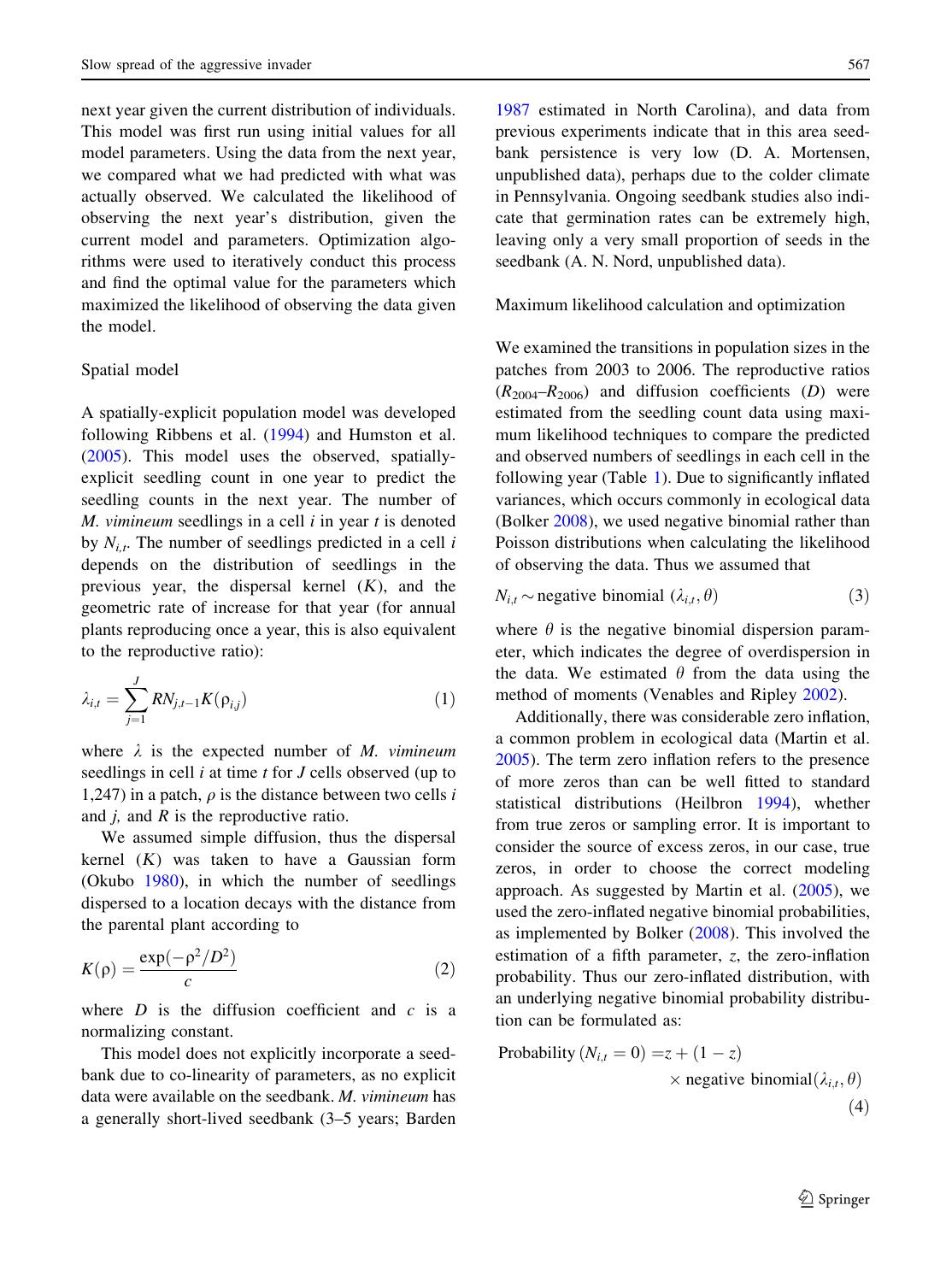next year given the current distribution of individuals. This model was first run using initial values for all model parameters. Using the data from the next year, we compared what we had predicted with what was actually observed. We calculated the likelihood of observing the next year's distribution, given the current model and parameters. Optimization algorithms were used to iteratively conduct this process and find the optimal value for the parameters which maximized the likelihood of observing the data given the model.

### Spatial model

A spatially-explicit population model was developed following Ribbens et al. (1994) and Humston et al. (2005). This model uses the observed, spatially-explicit seedling count in one year to predict the seedling counts in the next year. The number of *M. vimineum* seedlings in a cell $i$ in year $t$ is denoted by $N_{i,t}$. The number of seedlings predicted in a cell $i$ depends on the distribution of seedlings in the previous year, the dispersal kernel ($K$), and the geometric rate of increase for that year (for annual plants reproducing once a year, this is also equivalent to the reproductive ratio):

$$\lambda_{i,t} = \sum_{j=1}^{J} RN_{j,t-1}K(\rho_{i,j}) \tag{1}$$

where $\lambda$ is the expected number of *M. vimineum* seedlings in cell $i$ at time $t$ for $J$ cells observed (up to 1,247) in a patch, $\rho$ is the distance between two cells $i$ and $j$, and $R$ is the reproductive ratio.

We assumed simple diffusion, thus the dispersal kernel ($K$) was taken to have a Gaussian form (Okubo 1980), in which the number of seedlings dispersed to a location decays with the distance from the parental plant according to

$$K(\rho) = \frac{\exp(-\rho^2/D^2)}{c} \tag{2}$$

where $D$ is the diffusion coefficient and $c$ is a normalizing constant.

This model does not explicitly incorporate a seedbank due to co-linearity of parameters, as no explicit data were available on the seedbank. *M. vimineum* has a generally short-lived seedbank (3–5 years; Barden 1987 estimated in North Carolina), and data from previous experiments indicate that in this area seedbank persistence is very low (D. A. Mortensen, unpublished data), perhaps due to the colder climate in Pennsylvania. Ongoing seedbank studies also indicate that germination rates can be extremely high, leaving only a very small proportion of seeds in the seedbank (A. N. Nord, unpublished data).

### Maximum likelihood calculation and optimization

We examined the transitions in population sizes in the patches from 2003 to 2006. The reproductive ratios ($R_{2004}$–$R_{2006}$) and diffusion coefficients ($D$) were estimated from the seedling count data using maximum likelihood techniques to compare the predicted and observed numbers of seedlings in each cell in the following year (Table 1). Due to significantly inflated variances, which occurs commonly in ecological data (Bolker 2008), we used negative binomial rather than Poisson distributions when calculating the likelihood of observing the data. Thus we assumed that

$$N_{i,t} \sim \text{negative binomial}\ (\lambda_{i,t}, \theta) \tag{3}$$

where $\theta$ is the negative binomial dispersion parameter, which indicates the degree of overdispersion in the data. We estimated $\theta$ from the data using the method of moments (Venables and Ripley 2002).

Additionally, there was considerable zero inflation, a common problem in ecological data (Martin et al. 2005). The term zero inflation refers to the presence of more zeros than can be well fitted to standard statistical distributions (Heilbron 1994), whether from true zeros or sampling error. It is important to consider the source of excess zeros, in our case, true zeros, in order to choose the correct modeling approach. As suggested by Martin et al. (2005), we used the zero-inflated negative binomial probabilities, as implemented by Bolker (2008). This involved the estimation of a fifth parameter, $z$, the zero-inflation probability. Thus our zero-inflated distribution, with an underlying negative binomial probability distribution can be formulated as:

$$\text{Probability}\ (N_{i,t} = 0) = z + (1 - z) \times \text{negative binomial}(\lambda_{i,t}, \theta) \tag{4}$$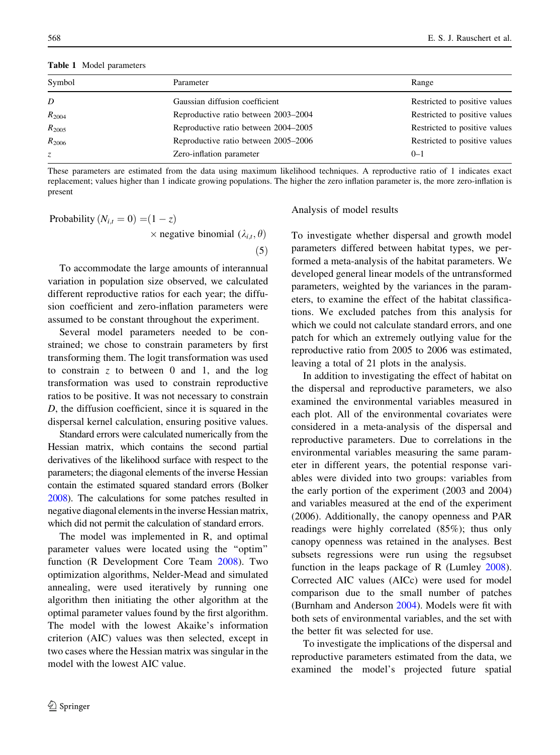**Table 1** Model parameters

| Symbol | Parameter | Range |
|---|---|---|
| $D$ | Gaussian diffusion coefficient | Restricted to positive values |
| $R_{2004}$ | Reproductive ratio between 2003–2004 | Restricted to positive values |
| $R_{2005}$ | Reproductive ratio between 2004–2005 | Restricted to positive values |
| $R_{2006}$ | Reproductive ratio between 2005–2006 | Restricted to positive values |
| $z$ | Zero-inflation parameter | 0–1 |

These parameters are estimated from the data using maximum likelihood techniques. A reproductive ratio of 1 indicates exact replacement; values higher than 1 indicate growing populations. The higher the zero inflation parameter is, the more zero-inflation is present

$$\text{Probability}\ (N_{i,t} = 0) = (1 - z) \times \text{negative binomial}\ (\lambda_{i,t}, \theta) \quad (5)$$

To accommodate the large amounts of interannual variation in population size observed, we calculated different reproductive ratios for each year; the diffusion coefficient and zero-inflation parameters were assumed to be constant throughout the experiment.

Several model parameters needed to be constrained; we chose to constrain parameters by first transforming them. The logit transformation was used to constrain $z$ to between 0 and 1, and the log transformation was used to constrain reproductive ratios to be positive. It was not necessary to constrain $D$, the diffusion coefficient, since it is squared in the dispersal kernel calculation, ensuring positive values.

Standard errors were calculated numerically from the Hessian matrix, which contains the second partial derivatives of the likelihood surface with respect to the parameters; the diagonal elements of the inverse Hessian contain the estimated squared standard errors (Bolker 2008). The calculations for some patches resulted in negative diagonal elements in the inverse Hessian matrix, which did not permit the calculation of standard errors.

The model was implemented in R, and optimal parameter values were located using the "optim" function (R Development Core Team 2008). Two optimization algorithms, Nelder-Mead and simulated annealing, were used iteratively by running one algorithm then initiating the other algorithm at the optimal parameter values found by the first algorithm. The model with the lowest Akaike's information criterion (AIC) values was then selected, except in two cases where the Hessian matrix was singular in the model with the lowest AIC value.

Analysis of model results

To investigate whether dispersal and growth model parameters differed between habitat types, we performed a meta-analysis of the habitat parameters. We developed general linear models of the untransformed parameters, weighted by the variances in the parameters, to examine the effect of the habitat classifications. We excluded patches from this analysis for which we could not calculate standard errors, and one patch for which an extremely outlying value for the reproductive ratio from 2005 to 2006 was estimated, leaving a total of 21 plots in the analysis.

In addition to investigating the effect of habitat on the dispersal and reproductive parameters, we also examined the environmental variables measured in each plot. All of the environmental covariates were considered in a meta-analysis of the dispersal and reproductive parameters. Due to correlations in the environmental variables measuring the same parameter in different years, the potential response variables were divided into two groups: variables from the early portion of the experiment (2003 and 2004) and variables measured at the end of the experiment (2006). Additionally, the canopy openness and PAR readings were highly correlated (85%); thus only canopy openness was retained in the analyses. Best subsets regressions were run using the regsubset function in the leaps package of R (Lumley 2008). Corrected AIC values (AICc) were used for model comparison due to the small number of patches (Burnham and Anderson 2004). Models were fit with both sets of environmental variables, and the set with the better fit was selected for use.

To investigate the implications of the dispersal and reproductive parameters estimated from the data, we examined the model's projected future spatial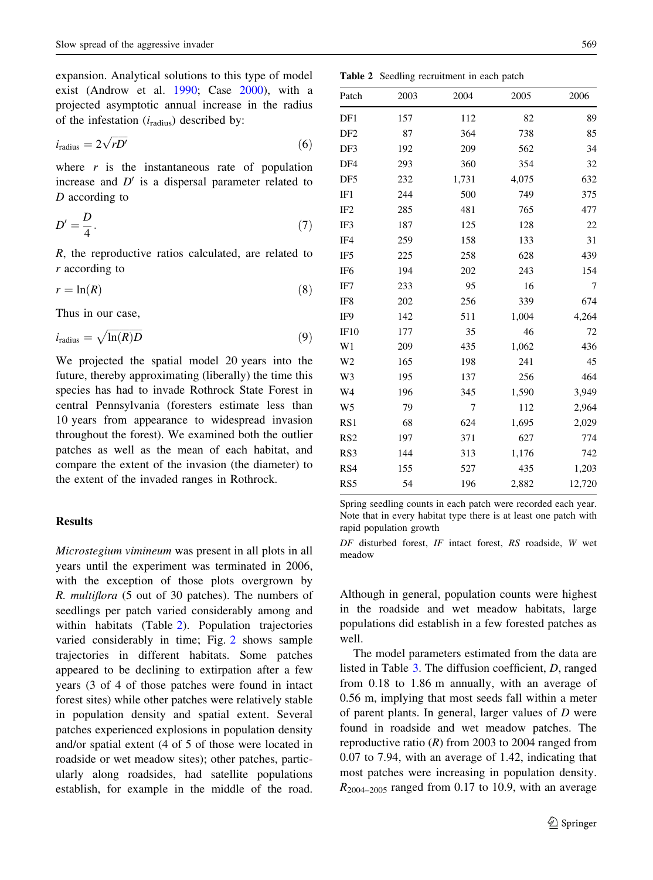expansion. Analytical solutions to this type of model exist (Androw et al. 1990; Case 2000), with a projected asymptotic annual increase in the radius of the infestation ($i_{\text{radius}}$) described by:

$$i_{\text{radius}} = 2\sqrt{rD'} \tag{6}$$

where $r$ is the instantaneous rate of population increase and $D'$ is a dispersal parameter related to $D$ according to

$$D' = \frac{D}{4}. \tag{7}$$

$R$, the reproductive ratios calculated, are related to $r$ according to

$$r = \ln(R) \tag{8}$$

Thus in our case,

$$i_{\text{radius}} = \sqrt{\ln(R)D} \tag{9}$$

We projected the spatial model 20 years into the future, thereby approximating (liberally) the time this species has had to invade Rothrock State Forest in central Pennsylvania (foresters estimate less than 10 years from appearance to widespread invasion throughout the forest). We examined both the outlier patches as well as the mean of each habitat, and compare the extent of the invasion (the diameter) to the extent of the invaded ranges in Rothrock.

## Results

*Microstegium vimineum* was present in all plots in all years until the experiment was terminated in 2006, with the exception of those plots overgrown by *R. multiflora* (5 out of 30 patches). The numbers of seedlings per patch varied considerably among and within habitats (Table 2). Population trajectories varied considerably in time; Fig. 2 shows sample trajectories in different habitats. Some patches appeared to be declining to extirpation after a few years (3 of 4 of those patches were found in intact forest sites) while other patches were relatively stable in population density and spatial extent. Several patches experienced explosions in population density and/or spatial extent (4 of 5 of those were located in roadside or wet meadow sites); other patches, particularly along roadsides, had satellite populations establish, for example in the middle of the road.

**Table 2** Seedling recruitment in each patch

| Patch | 2003 | 2004 | 2005 | 2006 |
|---|---|---|---|---|
| DF1 | 157 | 112 | 82 | 89 |
| DF2 | 87 | 364 | 738 | 85 |
| DF3 | 192 | 209 | 562 | 34 |
| DF4 | 293 | 360 | 354 | 32 |
| DF5 | 232 | 1,731 | 4,075 | 632 |
| IF1 | 244 | 500 | 749 | 375 |
| IF2 | 285 | 481 | 765 | 477 |
| IF3 | 187 | 125 | 128 | 22 |
| IF4 | 259 | 158 | 133 | 31 |
| IF5 | 225 | 258 | 628 | 439 |
| IF6 | 194 | 202 | 243 | 154 |
| IF7 | 233 | 95 | 16 | 7 |
| IF8 | 202 | 256 | 339 | 674 |
| IF9 | 142 | 511 | 1,004 | 4,264 |
| IF10 | 177 | 35 | 46 | 72 |
| W1 | 209 | 435 | 1,062 | 436 |
| W2 | 165 | 198 | 241 | 45 |
| W3 | 195 | 137 | 256 | 464 |
| W4 | 196 | 345 | 1,590 | 3,949 |
| W5 | 79 | 7 | 112 | 2,964 |
| RS1 | 68 | 624 | 1,695 | 2,029 |
| RS2 | 197 | 371 | 627 | 774 |
| RS3 | 144 | 313 | 1,176 | 742 |
| RS4 | 155 | 527 | 435 | 1,203 |
| RS5 | 54 | 196 | 2,882 | 12,720 |

Spring seedling counts in each patch were recorded each year. Note that in every habitat type there is at least one patch with rapid population growth

*DF* disturbed forest, *IF* intact forest, *RS* roadside, *W* wet meadow

Although in general, population counts were highest in the roadside and wet meadow habitats, large populations did establish in a few forested patches as well.

The model parameters estimated from the data are listed in Table 3. The diffusion coefficient, $D$, ranged from 0.18 to 1.86 m annually, with an average of 0.56 m, implying that most seeds fall within a meter of parent plants. In general, larger values of $D$ were found in roadside and wet meadow patches. The reproductive ratio ($R$) from 2003 to 2004 ranged from 0.07 to 7.94, with an average of 1.42, indicating that most patches were increasing in population density. $R_{2004\text{–}2005}$ ranged from 0.17 to 10.9, with an average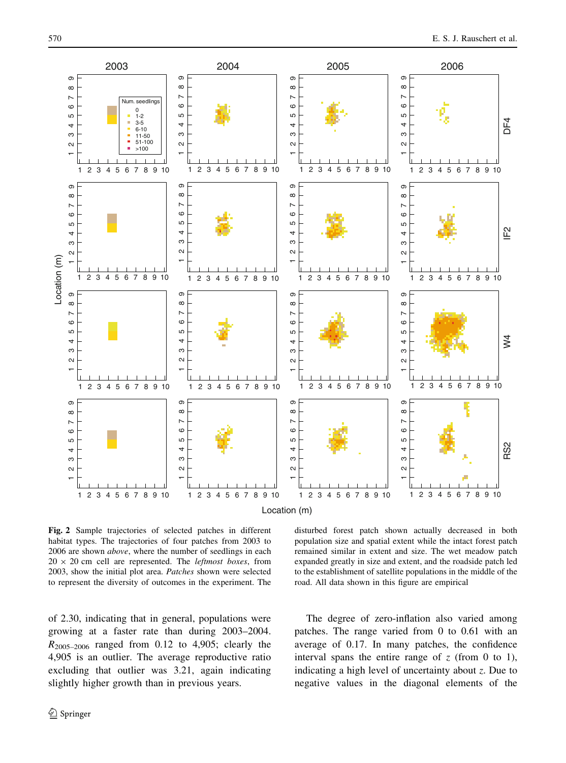**Fig. 2** Sample trajectories of selected patches in different habitat types. The trajectories of four patches from 2003 to 2006 are shown *above*, where the number of seedlings in each 20 × 20 cm cell are represented. The *leftmost boxes*, from 2003, show the initial plot area. *Patches* shown were selected to represent the diversity of outcomes in the experiment. The disturbed forest patch shown actually decreased in both population size and spatial extent while the intact forest patch remained similar in extent and size. The wet meadow patch expanded greatly in size and extent, and the roadside patch led to the establishment of satellite populations in the middle of the road. All data shown in this figure are empirical

of 2.30, indicating that in general, populations were growing at a faster rate than during 2003–2004. $R_{2005–2006}$ ranged from 0.12 to 4,905; clearly the 4,905 is an outlier. The average reproductive ratio excluding that outlier was 3.21, again indicating slightly higher growth than in previous years.

The degree of zero-inflation also varied among patches. The range varied from 0 to 0.61 with an average of 0.17. In many patches, the confidence interval spans the entire range of $z$ (from 0 to 1), indicating a high level of uncertainty about $z$. Due to negative values in the diagonal elements of the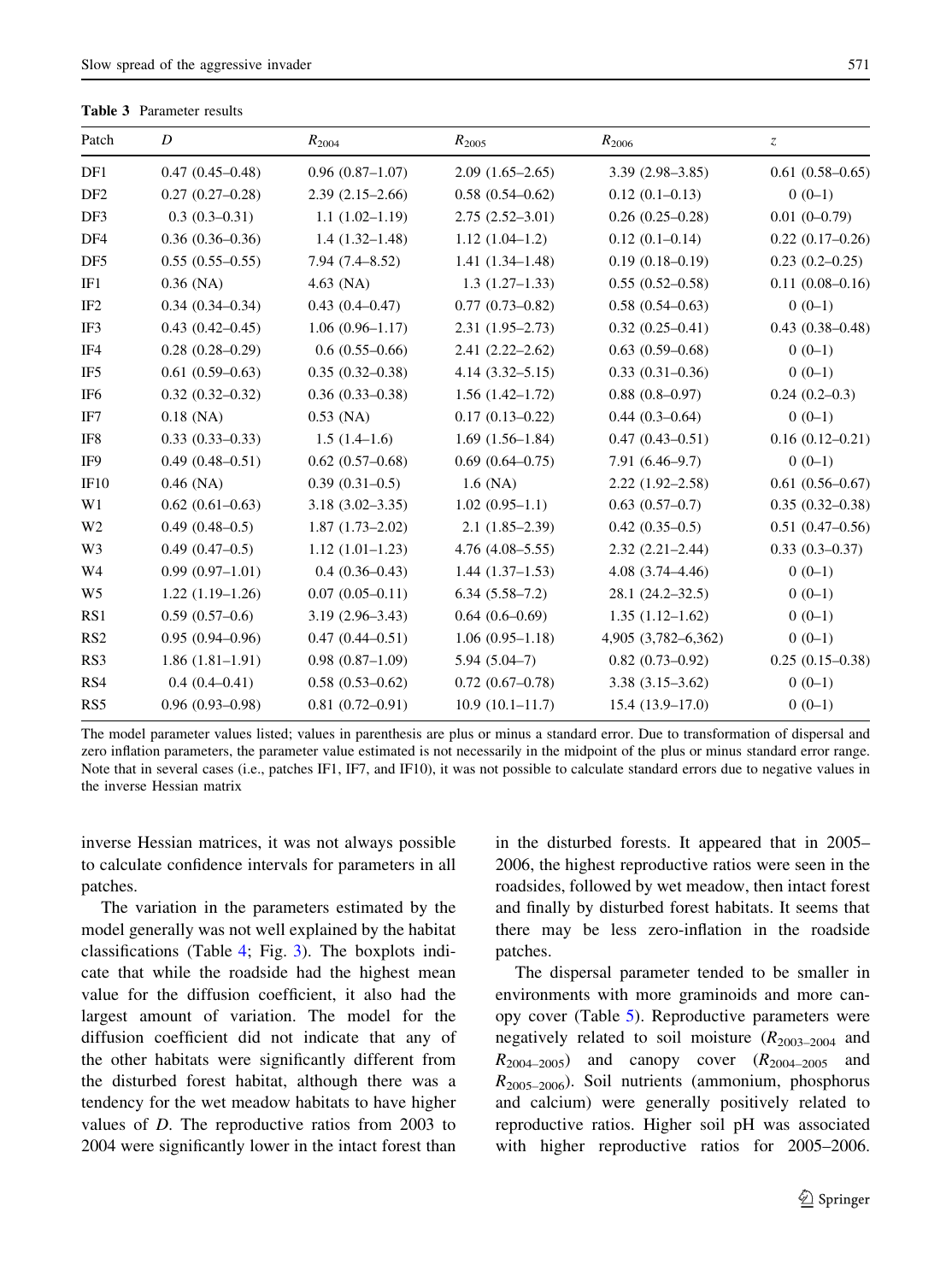**Table 3** Parameter results

| Patch | $D$ | $R_{2004}$ | $R_{2005}$ | $R_{2006}$ | $z$ |
|---|---|---|---|---|---|
| DF1 | 0.47 (0.45–0.48) | 0.96 (0.87–1.07) | 2.09 (1.65–2.65) | 3.39 (2.98–3.85) | 0.61 (0.58–0.65) |
| DF2 | 0.27 (0.27–0.28) | 2.39 (2.15–2.66) | 0.58 (0.54–0.62) | 0.12 (0.1–0.13) | 0 (0–1) |
| DF3 | 0.3 (0.3–0.31) | 1.1 (1.02–1.19) | 2.75 (2.52–3.01) | 0.26 (0.25–0.28) | 0.01 (0–0.79) |
| DF4 | 0.36 (0.36–0.36) | 1.4 (1.32–1.48) | 1.12 (1.04–1.2) | 0.12 (0.1–0.14) | 0.22 (0.17–0.26) |
| DF5 | 0.55 (0.55–0.55) | 7.94 (7.4–8.52) | 1.41 (1.34–1.48) | 0.19 (0.18–0.19) | 0.23 (0.2–0.25) |
| IF1 | 0.36 (NA) | 4.63 (NA) | 1.3 (1.27–1.33) | 0.55 (0.52–0.58) | 0.11 (0.08–0.16) |
| IF2 | 0.34 (0.34–0.34) | 0.43 (0.4–0.47) | 0.77 (0.73–0.82) | 0.58 (0.54–0.63) | 0 (0–1) |
| IF3 | 0.43 (0.42–0.45) | 1.06 (0.96–1.17) | 2.31 (1.95–2.73) | 0.32 (0.25–0.41) | 0.43 (0.38–0.48) |
| IF4 | 0.28 (0.28–0.29) | 0.6 (0.55–0.66) | 2.41 (2.22–2.62) | 0.63 (0.59–0.68) | 0 (0–1) |
| IF5 | 0.61 (0.59–0.63) | 0.35 (0.32–0.38) | 4.14 (3.32–5.15) | 0.33 (0.31–0.36) | 0 (0–1) |
| IF6 | 0.32 (0.32–0.32) | 0.36 (0.33–0.38) | 1.56 (1.42–1.72) | 0.88 (0.8–0.97) | 0.24 (0.2–0.3) |
| IF7 | 0.18 (NA) | 0.53 (NA) | 0.17 (0.13–0.22) | 0.44 (0.3–0.64) | 0 (0–1) |
| IF8 | 0.33 (0.33–0.33) | 1.5 (1.4–1.6) | 1.69 (1.56–1.84) | 0.47 (0.43–0.51) | 0.16 (0.12–0.21) |
| IF9 | 0.49 (0.48–0.51) | 0.62 (0.57–0.68) | 0.69 (0.64–0.75) | 7.91 (6.46–9.7) | 0 (0–1) |
| IF10 | 0.46 (NA) | 0.39 (0.31–0.5) | 1.6 (NA) | 2.22 (1.92–2.58) | 0.61 (0.56–0.67) |
| W1 | 0.62 (0.61–0.63) | 3.18 (3.02–3.35) | 1.02 (0.95–1.1) | 0.63 (0.57–0.7) | 0.35 (0.32–0.38) |
| W2 | 0.49 (0.48–0.5) | 1.87 (1.73–2.02) | 2.1 (1.85–2.39) | 0.42 (0.35–0.5) | 0.51 (0.47–0.56) |
| W3 | 0.49 (0.47–0.5) | 1.12 (1.01–1.23) | 4.76 (4.08–5.55) | 2.32 (2.21–2.44) | 0.33 (0.3–0.37) |
| W4 | 0.99 (0.97–1.01) | 0.4 (0.36–0.43) | 1.44 (1.37–1.53) | 4.08 (3.74–4.46) | 0 (0–1) |
| W5 | 1.22 (1.19–1.26) | 0.07 (0.05–0.11) | 6.34 (5.58–7.2) | 28.1 (24.2–32.5) | 0 (0–1) |
| RS1 | 0.59 (0.57–0.6) | 3.19 (2.96–3.43) | 0.64 (0.6–0.69) | 1.35 (1.12–1.62) | 0 (0–1) |
| RS2 | 0.95 (0.94–0.96) | 0.47 (0.44–0.51) | 1.06 (0.95–1.18) | 4,905 (3,782–6,362) | 0 (0–1) |
| RS3 | 1.86 (1.81–1.91) | 0.98 (0.87–1.09) | 5.94 (5.04–7) | 0.82 (0.73–0.92) | 0.25 (0.15–0.38) |
| RS4 | 0.4 (0.4–0.41) | 0.58 (0.53–0.62) | 0.72 (0.67–0.78) | 3.38 (3.15–3.62) | 0 (0–1) |
| RS5 | 0.96 (0.93–0.98) | 0.81 (0.72–0.91) | 10.9 (10.1–11.7) | 15.4 (13.9–17.0) | 0 (0–1) |

The model parameter values listed; values in parenthesis are plus or minus a standard error. Due to transformation of dispersal and zero inflation parameters, the parameter value estimated is not necessarily in the midpoint of the plus or minus standard error range. Note that in several cases (i.e., patches IF1, IF7, and IF10), it was not possible to calculate standard errors due to negative values in the inverse Hessian matrix

inverse Hessian matrices, it was not always possible to calculate confidence intervals for parameters in all patches.

The variation in the parameters estimated by the model generally was not well explained by the habitat classifications (Table 4; Fig. 3). The boxplots indicate that while the roadside had the highest mean value for the diffusion coefficient, it also had the largest amount of variation. The model for the diffusion coefficient did not indicate that any of the other habitats were significantly different from the disturbed forest habitat, although there was a tendency for the wet meadow habitats to have higher values of $D$. The reproductive ratios from 2003 to 2004 were significantly lower in the intact forest than in the disturbed forests. It appeared that in 2005–2006, the highest reproductive ratios were seen in the roadsides, followed by wet meadow, then intact forest and finally by disturbed forest habitats. It seems that there may be less zero-inflation in the roadside patches.

The dispersal parameter tended to be smaller in environments with more graminoids and more canopy cover (Table 5). Reproductive parameters were negatively related to soil moisture ($R_{2003–2004}$ and $R_{2004–2005}$) and canopy cover ($R_{2004–2005}$ and $R_{2005–2006}$). Soil nutrients (ammonium, phosphorus and calcium) were generally positively related to reproductive ratios. Higher soil pH was associated with higher reproductive ratios for 2005–2006.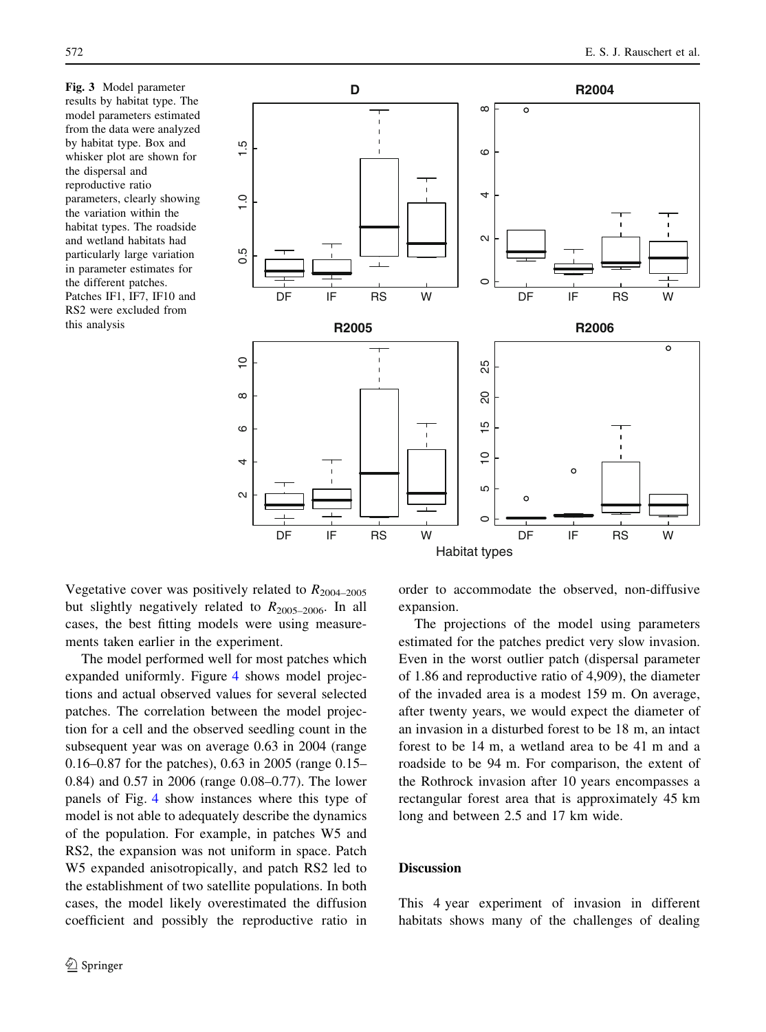**Fig. 3** Model parameter results by habitat type. The model parameters estimated from the data were analyzed by habitat type. Box and whisker plot are shown for the dispersal and reproductive ratio parameters, clearly showing the variation within the habitat types. The roadside and wetland habitats had particularly large variation in parameter estimates for the different patches. Patches IF1, IF7, IF10 and RS2 were excluded from this analysis

Vegetative cover was positively related to $R_{2004–2005}$ but slightly negatively related to $R_{2005–2006}$. In all cases, the best fitting models were using measurements taken earlier in the experiment.

The model performed well for most patches which expanded uniformly. Figure 4 shows model projections and actual observed values for several selected patches. The correlation between the model projection for a cell and the observed seedling count in the subsequent year was on average 0.63 in 2004 (range 0.16–0.87 for the patches), 0.63 in 2005 (range 0.15–0.84) and 0.57 in 2006 (range 0.08–0.77). The lower panels of Fig. 4 show instances where this type of model is not able to adequately describe the dynamics of the population. For example, in patches W5 and RS2, the expansion was not uniform in space. Patch W5 expanded anisotropically, and patch RS2 led to the establishment of two satellite populations. In both cases, the model likely overestimated the diffusion coefficient and possibly the reproductive ratio in order to accommodate the observed, non-diffusive expansion.

The projections of the model using parameters estimated for the patches predict very slow invasion. Even in the worst outlier patch (dispersal parameter of 1.86 and reproductive ratio of 4,909), the diameter of the invaded area is a modest 159 m. On average, after twenty years, we would expect the diameter of an invasion in a disturbed forest to be 18 m, an intact forest to be 14 m, a wetland area to be 41 m and a roadside to be 94 m. For comparison, the extent of the Rothrock invasion after 10 years encompasses a rectangular forest area that is approximately 45 km long and between 2.5 and 17 km wide.

## Discussion

This 4 year experiment of invasion in different habitats shows many of the challenges of dealing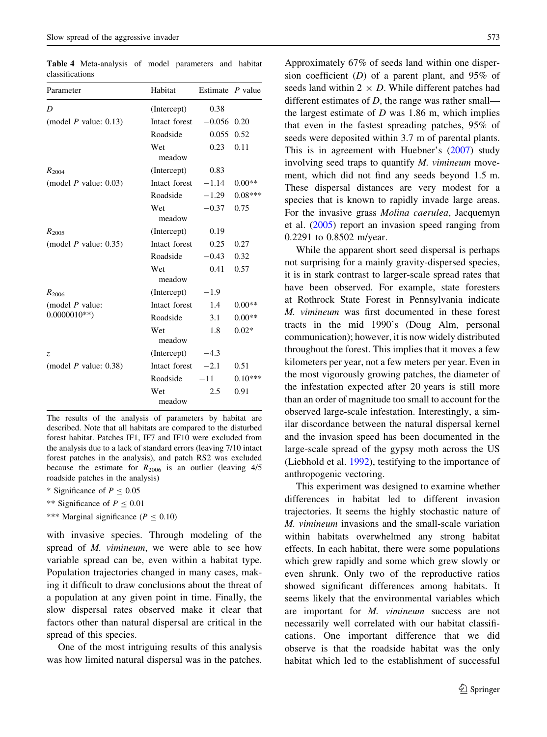**Table 4** Meta-analysis of model parameters and habitat classifications

| Parameter | Habitat | Estimate | $P$ value |
|---|---|---|---|
| $D$ | (Intercept) | 0.38 | |
| (model $P$ value: 0.13) | Intact forest | −0.056 | 0.20 |
| | Roadside | 0.055 | 0.52 |
| | Wet meadow | 0.23 | 0.11 |
| $R_{2004}$ | (Intercept) | 0.83 | |
| (model $P$ value: 0.03) | Intact forest | −1.14 | 0.00** |
| | Roadside | −1.29 | 0.08*** |
| | Wet meadow | −0.37 | 0.75 |
| $R_{2005}$ | (Intercept) | 0.19 | |
| (model $P$ value: 0.35) | Intact forest | 0.25 | 0.27 |
| | Roadside | −0.43 | 0.32 |
| | Wet meadow | 0.41 | 0.57 |
| $R_{2006}$ | (Intercept) | −1.9 | |
| (model $P$ value: 0.0000010**) | Intact forest | 1.4 | 0.00** |
| | Roadside | 3.1 | 0.00** |
| | Wet meadow | 1.8 | 0.02* |
| $z$ | (Intercept) | −4.3 | |
| (model $P$ value: 0.38) | Intact forest | −2.1 | 0.51 |
| | Roadside | −11 | 0.10*** |
| | Wet meadow | 2.5 | 0.91 |

The results of the analysis of parameters by habitat are described. Note that all habitats are compared to the disturbed forest habitat. Patches IF1, IF7 and IF10 were excluded from the analysis due to a lack of standard errors (leaving 7/10 intact forest patches in the analysis), and patch RS2 was excluded because the estimate for $R_{2006}$ is an outlier (leaving 4/5 roadside patches in the analysis)

\* Significance of $P \leq 0.05$

\** Significance of $P \leq 0.01$

\*** Marginal significance ($P \leq 0.10$)

with invasive species. Through modeling of the spread of *M. vimineum*, we were able to see how variable spread can be, even within a habitat type. Population trajectories changed in many cases, making it difficult to draw conclusions about the threat of a population at any given point in time. Finally, the slow dispersal rates observed make it clear that factors other than natural dispersal are critical in the spread of this species.

One of the most intriguing results of this analysis was how limited natural dispersal was in the patches. Approximately 67% of seeds land within one dispersion coefficient ($D$) of a parent plant, and 95% of seeds land within $2 \times D$. While different patches had different estimates of $D$, the range was rather small—the largest estimate of $D$ was 1.86 m, which implies that even in the fastest spreading patches, 95% of seeds were deposited within 3.7 m of parental plants. This is in agreement with Huebner's (2007) study involving seed traps to quantify *M. vimineum* movement, which did not find any seeds beyond 1.5 m. These dispersal distances are very modest for a species that is known to rapidly invade large areas. For the invasive grass *Molina caerulea*, Jacquemyn et al. (2005) report an invasion speed ranging from 0.2291 to 0.8502 m/year.

While the apparent short seed dispersal is perhaps not surprising for a mainly gravity-dispersed species, it is in stark contrast to larger-scale spread rates that have been observed. For example, state foresters at Rothrock State Forest in Pennsylvania indicate *M. vimineum* was first documented in these forest tracts in the mid 1990's (Doug Alm, personal communication); however, it is now widely distributed throughout the forest. This implies that it moves a few kilometers per year, not a few meters per year. Even in the most vigorously growing patches, the diameter of the infestation expected after 20 years is still more than an order of magnitude too small to account for the observed large-scale infestation. Interestingly, a similar discordance between the natural dispersal kernel and the invasion speed has been documented in the large-scale spread of the gypsy moth across the US (Liebhold et al. 1992), testifying to the importance of anthropogenic vectoring.

This experiment was designed to examine whether differences in habitat led to different invasion trajectories. It seems the highly stochastic nature of *M. vimineum* invasions and the small-scale variation within habitats overwhelmed any strong habitat effects. In each habitat, there were some populations which grew rapidly and some which grew slowly or even shrunk. Only two of the reproductive ratios showed significant differences among habitats. It seems likely that the environmental variables which are important for *M. vimineum* success are not necessarily well correlated with our habitat classifications. One important difference that we did observe is that the roadside habitat was the only habitat which led to the establishment of successful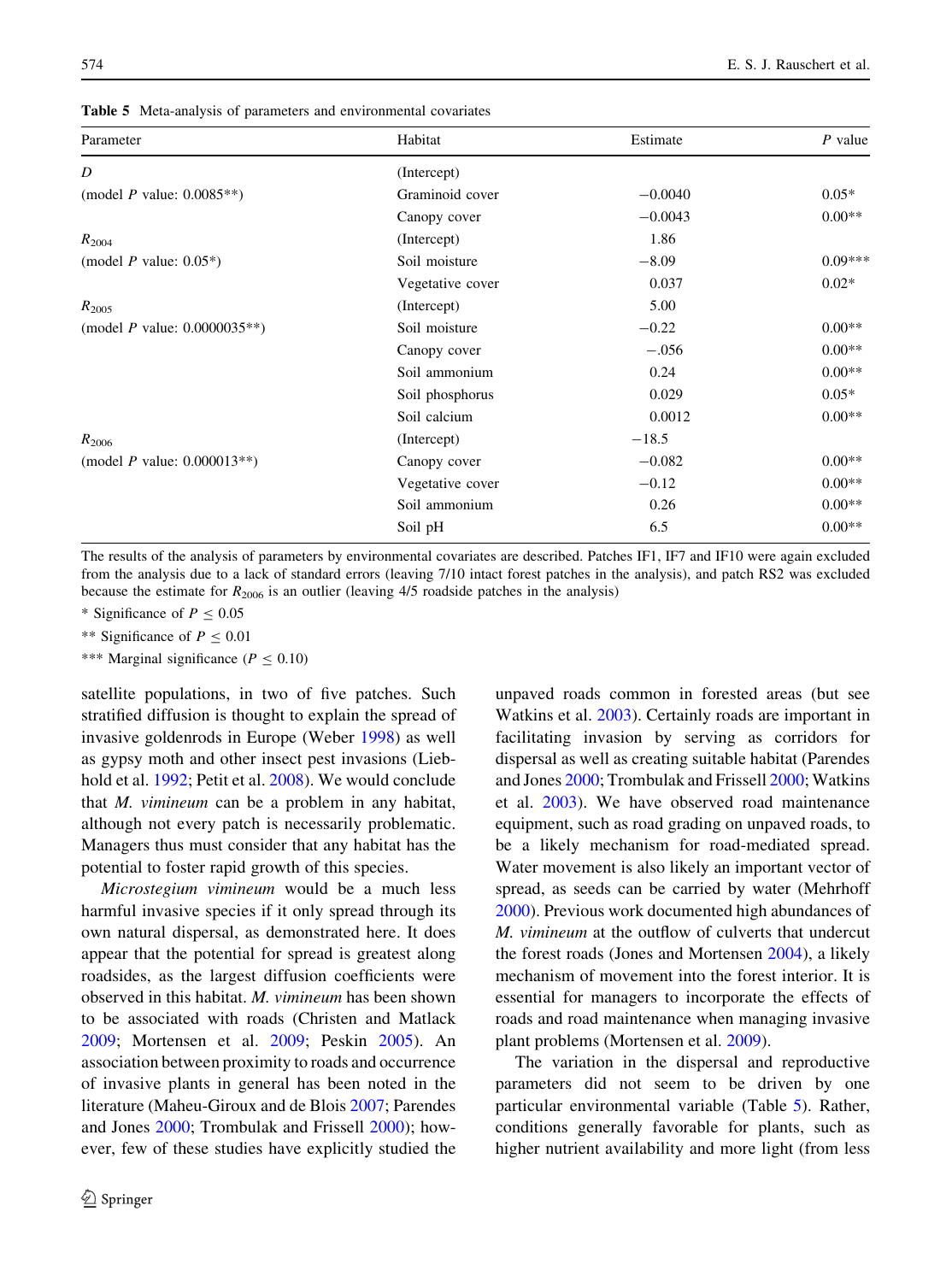**Table 5** Meta-analysis of parameters and environmental covariates

| Parameter | Habitat | Estimate | *P* value |
|---|---|---|---|
| *D* | (Intercept) | | |
| (model *P* value: 0.0085**) | Graminoid cover | −0.0040 | 0.05* |
| | Canopy cover | −0.0043 | 0.00** |
| $R_{2004}$ | (Intercept) | 1.86 | |
| (model *P* value: 0.05*) | Soil moisture | −8.09 | 0.09*** |
| | Vegetative cover | 0.037 | 0.02* |
| $R_{2005}$ | (Intercept) | 5.00 | |
| (model *P* value: 0.0000035**) | Soil moisture | −0.22 | 0.00** |
| | Canopy cover | −.056 | 0.00** |
| | Soil ammonium | 0.24 | 0.00** |
| | Soil phosphorus | 0.029 | 0.05* |
| | Soil calcium | 0.0012 | 0.00** |
| $R_{2006}$ | (Intercept) | −18.5 | |
| (model *P* value: 0.000013**) | Canopy cover | −0.082 | 0.00** |
| | Vegetative cover | −0.12 | 0.00** |
| | Soil ammonium | 0.26 | 0.00** |
| | Soil pH | 6.5 | 0.00** |

The results of the analysis of parameters by environmental covariates are described. Patches IF1, IF7 and IF10 were again excluded from the analysis due to a lack of standard errors (leaving 7/10 intact forest patches in the analysis), and patch RS2 was excluded because the estimate for $R_{2006}$ is an outlier (leaving 4/5 roadside patches in the analysis)

* Significance of $P \leq 0.05$

** Significance of $P \leq 0.01$

*** Marginal significance ($P \leq 0.10$)

satellite populations, in two of five patches. Such stratified diffusion is thought to explain the spread of invasive goldenrods in Europe (Weber 1998) as well as gypsy moth and other insect pest invasions (Liebhold et al. 1992; Petit et al. 2008). We would conclude that *M. vimineum* can be a problem in any habitat, although not every patch is necessarily problematic. Managers thus must consider that any habitat has the potential to foster rapid growth of this species.

*Microstegium vimineum* would be a much less harmful invasive species if it only spread through its own natural dispersal, as demonstrated here. It does appear that the potential for spread is greatest along roadsides, as the largest diffusion coefficients were observed in this habitat. *M. vimineum* has been shown to be associated with roads (Christen and Matlack 2009; Mortensen et al. 2009; Peskin 2005). An association between proximity to roads and occurrence of invasive plants in general has been noted in the literature (Maheu-Giroux and de Blois 2007; Parendes and Jones 2000; Trombulak and Frissell 2000); however, few of these studies have explicitly studied the unpaved roads common in forested areas (but see Watkins et al. 2003). Certainly roads are important in facilitating invasion by serving as corridors for dispersal as well as creating suitable habitat (Parendes and Jones 2000; Trombulak and Frissell 2000; Watkins et al. 2003). We have observed road maintenance equipment, such as road grading on unpaved roads, to be a likely mechanism for road-mediated spread. Water movement is also likely an important vector of spread, as seeds can be carried by water (Mehrhoff 2000). Previous work documented high abundances of *M. vimineum* at the outflow of culverts that undercut the forest roads (Jones and Mortensen 2004), a likely mechanism of movement into the forest interior. It is essential for managers to incorporate the effects of roads and road maintenance when managing invasive plant problems (Mortensen et al. 2009).

The variation in the dispersal and reproductive parameters did not seem to be driven by one particular environmental variable (Table 5). Rather, conditions generally favorable for plants, such as higher nutrient availability and more light (from less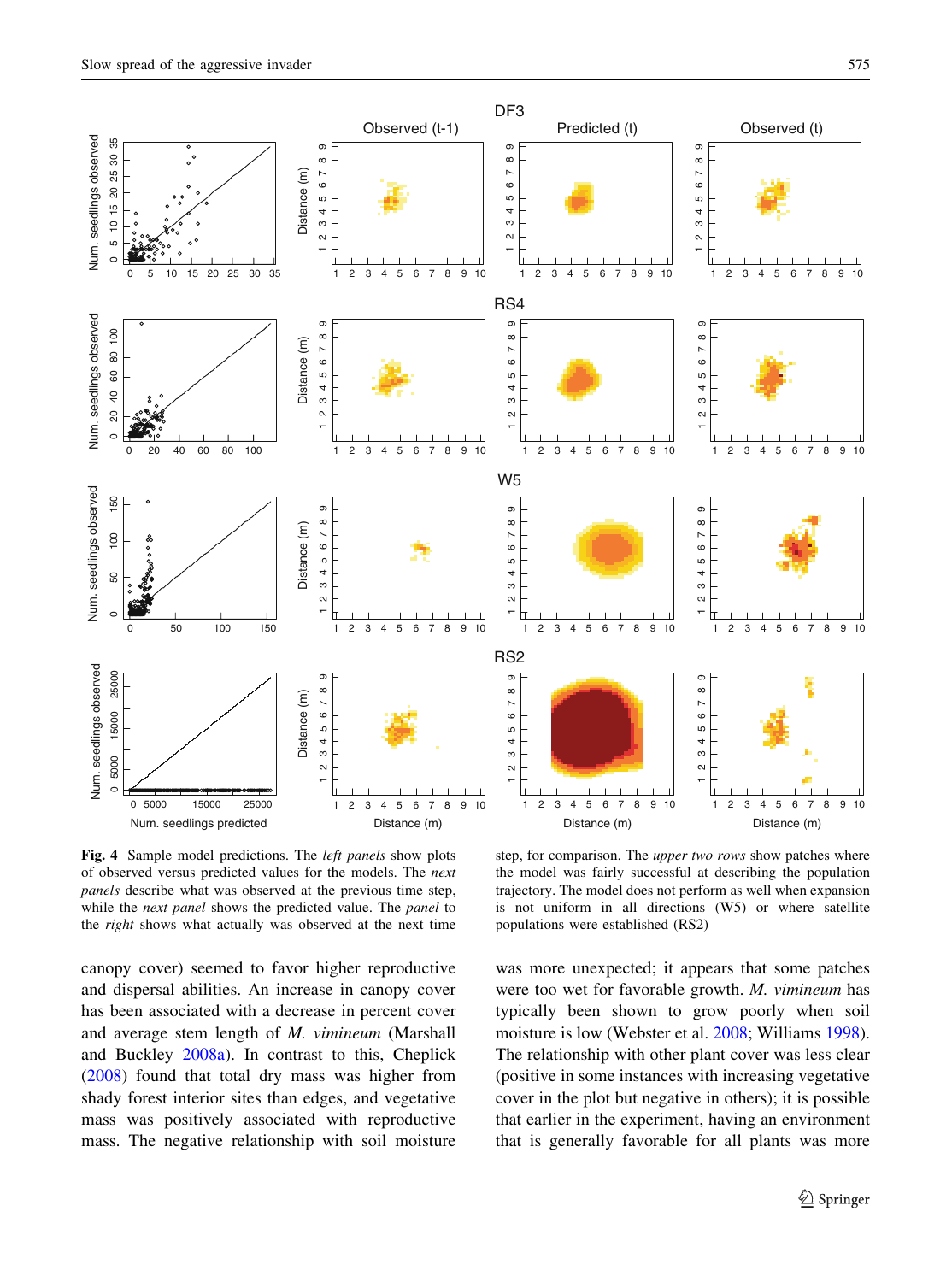**Fig. 4** Sample model predictions. The *left panels* show plots of observed versus predicted values for the models. The *next panels* describe what was observed at the previous time step, while the *next panel* shows the predicted value. The *panel* to the *right* shows what actually was observed at the next time step, for comparison. The *upper two rows* show patches where the model was fairly successful at describing the population trajectory. The model does not perform as well when expansion is not uniform in all directions (W5) or where satellite populations were established (RS2)

canopy cover) seemed to favor higher reproductive and dispersal abilities. An increase in canopy cover has been associated with a decrease in percent cover and average stem length of *M. vimineum* (Marshall and Buckley 2008a). In contrast to this, Cheplick (2008) found that total dry mass was higher from shady forest interior sites than edges, and vegetative mass was positively associated with reproductive mass. The negative relationship with soil moisture was more unexpected; it appears that some patches were too wet for favorable growth. *M. vimineum* has typically been shown to grow poorly when soil moisture is low (Webster et al. 2008; Williams 1998). The relationship with other plant cover was less clear (positive in some instances with increasing vegetative cover in the plot but negative in others); it is possible that earlier in the experiment, having an environment that is generally favorable for all plants was more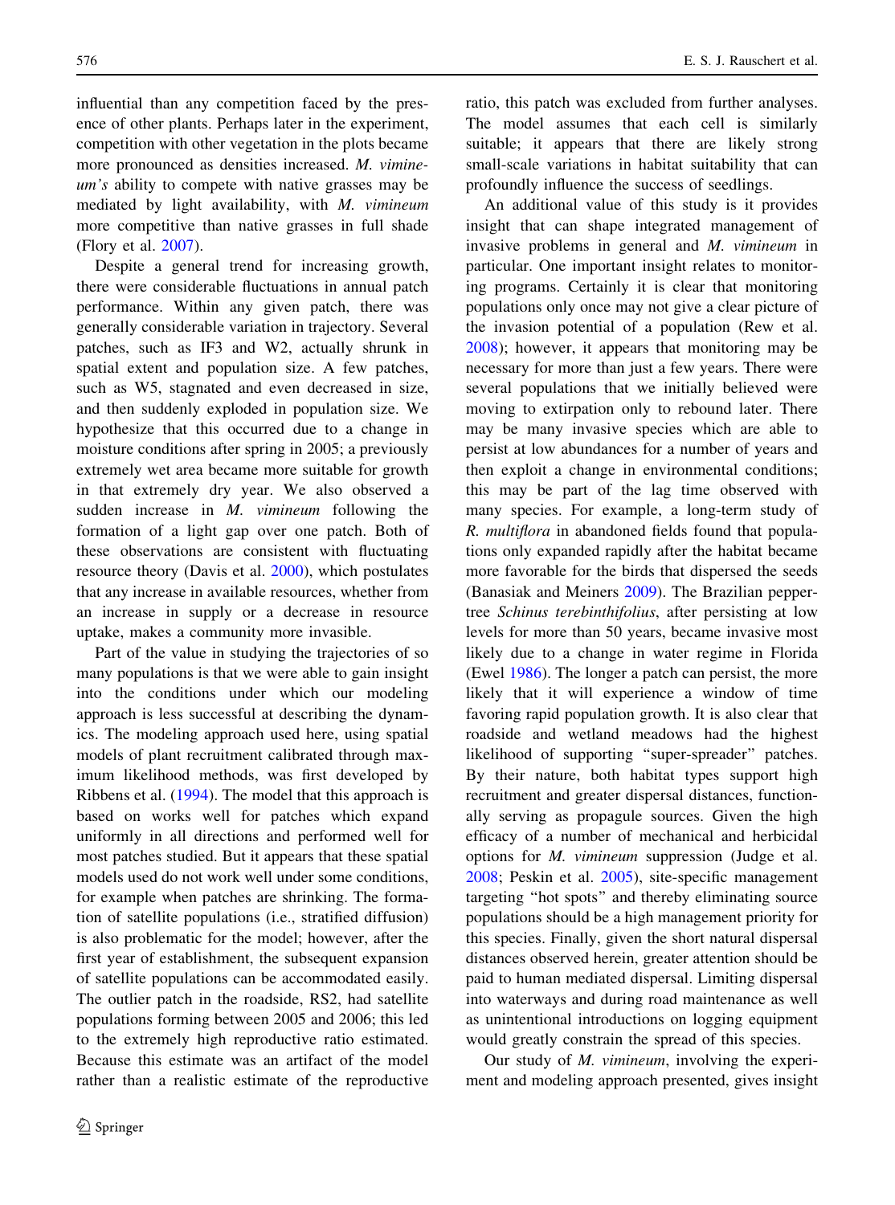influential than any competition faced by the presence of other plants. Perhaps later in the experiment, competition with other vegetation in the plots became more pronounced as densities increased. *M. vimineum's* ability to compete with native grasses may be mediated by light availability, with *M. vimineum* more competitive than native grasses in full shade (Flory et al. 2007).

Despite a general trend for increasing growth, there were considerable fluctuations in annual patch performance. Within any given patch, there was generally considerable variation in trajectory. Several patches, such as IF3 and W2, actually shrunk in spatial extent and population size. A few patches, such as W5, stagnated and even decreased in size, and then suddenly exploded in population size. We hypothesize that this occurred due to a change in moisture conditions after spring in 2005; a previously extremely wet area became more suitable for growth in that extremely dry year. We also observed a sudden increase in *M. vimineum* following the formation of a light gap over one patch. Both of these observations are consistent with fluctuating resource theory (Davis et al. 2000), which postulates that any increase in available resources, whether from an increase in supply or a decrease in resource uptake, makes a community more invasible.

Part of the value in studying the trajectories of so many populations is that we were able to gain insight into the conditions under which our modeling approach is less successful at describing the dynamics. The modeling approach used here, using spatial models of plant recruitment calibrated through maximum likelihood methods, was first developed by Ribbens et al. (1994). The model that this approach is based on works well for patches which expand uniformly in all directions and performed well for most patches studied. But it appears that these spatial models used do not work well under some conditions, for example when patches are shrinking. The formation of satellite populations (i.e., stratified diffusion) is also problematic for the model; however, after the first year of establishment, the subsequent expansion of satellite populations can be accommodated easily. The outlier patch in the roadside, RS2, had satellite populations forming between 2005 and 2006; this led to the extremely high reproductive ratio estimated. Because this estimate was an artifact of the model rather than a realistic estimate of the reproductive ratio, this patch was excluded from further analyses. The model assumes that each cell is similarly suitable; it appears that there are likely strong small-scale variations in habitat suitability that can profoundly influence the success of seedlings.

An additional value of this study is it provides insight that can shape integrated management of invasive problems in general and *M. vimineum* in particular. One important insight relates to monitoring programs. Certainly it is clear that monitoring populations only once may not give a clear picture of the invasion potential of a population (Rew et al. 2008); however, it appears that monitoring may be necessary for more than just a few years. There were several populations that we initially believed were moving to extirpation only to rebound later. There may be many invasive species which are able to persist at low abundances for a number of years and then exploit a change in environmental conditions; this may be part of the lag time observed with many species. For example, a long-term study of *R. multiflora* in abandoned fields found that populations only expanded rapidly after the habitat became more favorable for the birds that dispersed the seeds (Banasiak and Meiners 2009). The Brazilian peppertree *Schinus terebinthifolius*, after persisting at low levels for more than 50 years, became invasive most likely due to a change in water regime in Florida (Ewel 1986). The longer a patch can persist, the more likely that it will experience a window of time favoring rapid population growth. It is also clear that roadside and wetland meadows had the highest likelihood of supporting "super-spreader" patches. By their nature, both habitat types support high recruitment and greater dispersal distances, functionally serving as propagule sources. Given the high efficacy of a number of mechanical and herbicidal options for *M. vimineum* suppression (Judge et al. 2008; Peskin et al. 2005), site-specific management targeting "hot spots" and thereby eliminating source populations should be a high management priority for this species. Finally, given the short natural dispersal distances observed herein, greater attention should be paid to human mediated dispersal. Limiting dispersal into waterways and during road maintenance as well as unintentional introductions on logging equipment would greatly constrain the spread of this species.

Our study of *M. vimineum*, involving the experiment and modeling approach presented, gives insight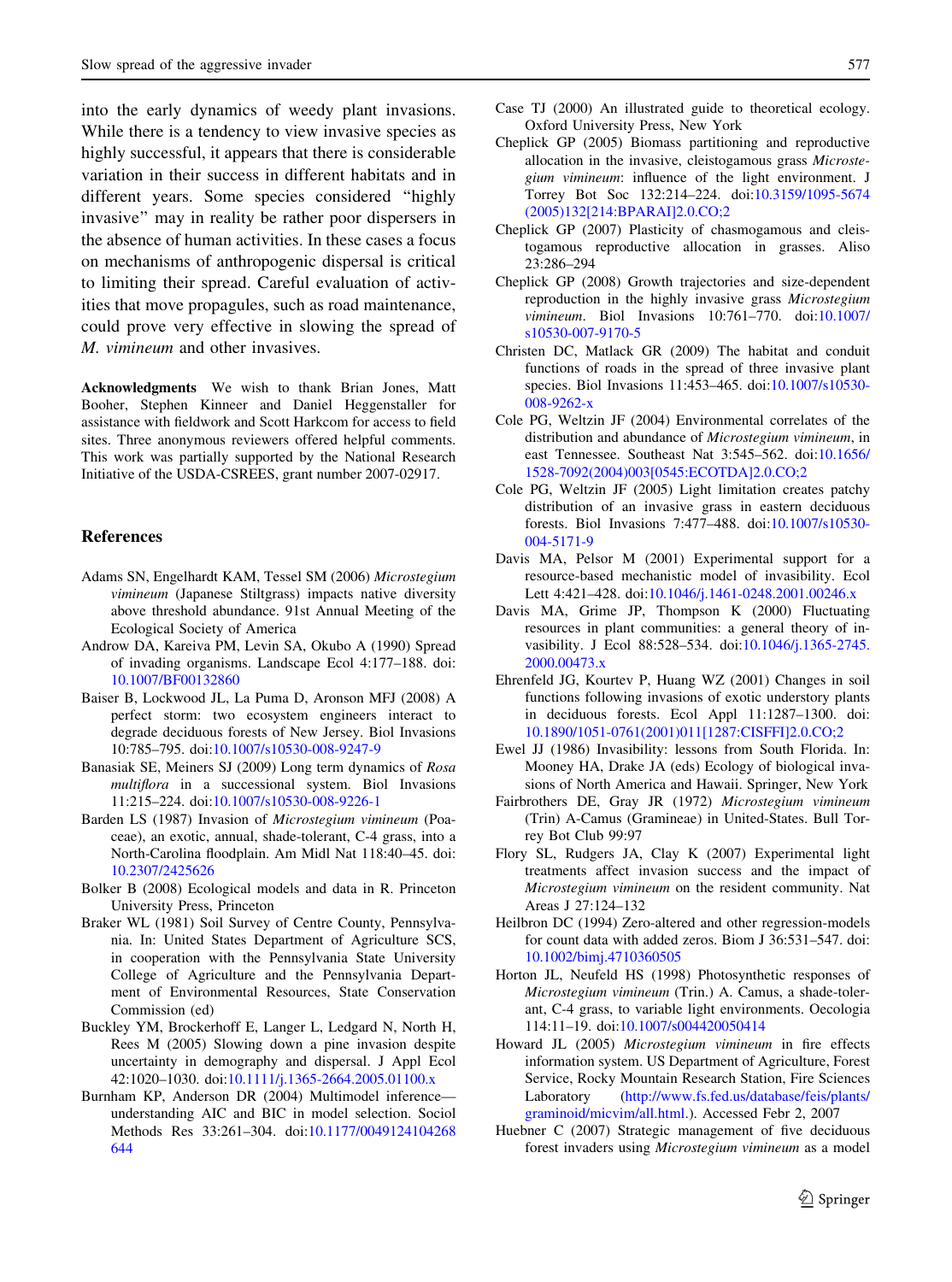into the early dynamics of weedy plant invasions. While there is a tendency to view invasive species as highly successful, it appears that there is considerable variation in their success in different habitats and in different years. Some species considered "highly invasive" may in reality be rather poor dispersers in the absence of human activities. In these cases a focus on mechanisms of anthropogenic dispersal is critical to limiting their spread. Careful evaluation of activities that move propagules, such as road maintenance, could prove very effective in slowing the spread of *M. vimineum* and other invasives.

**Acknowledgments** We wish to thank Brian Jones, Matt Booher, Stephen Kinneer and Daniel Heggenstaller for assistance with fieldwork and Scott Harkcom for access to field sites. Three anonymous reviewers offered helpful comments. This work was partially supported by the National Research Initiative of the USDA-CSREES, grant number 2007-02917.

## References

Adams SN, Engelhardt KAM, Tessel SM (2006) *Microstegium vimineum* (Japanese Stiltgrass) impacts native diversity above threshold abundance. 91st Annual Meeting of the Ecological Society of America

Androw DA, Kareiva PM, Levin SA, Okubo A (1990) Spread of invading organisms. Landscape Ecol 4:177–188. doi:10.1007/BF00132860

Baiser B, Lockwood JL, La Puma D, Aronson MFJ (2008) A perfect storm: two ecosystem engineers interact to degrade deciduous forests of New Jersey. Biol Invasions 10:785–795. doi:10.1007/s10530-008-9247-9

Banasiak SE, Meiners SJ (2009) Long term dynamics of *Rosa multiflora* in a successional system. Biol Invasions 11:215–224. doi:10.1007/s10530-008-9226-1

Barden LS (1987) Invasion of *Microstegium vimineum* (Poaceae), an exotic, annual, shade-tolerant, C-4 grass, into a North-Carolina floodplain. Am Midl Nat 118:40–45. doi:10.2307/2425626

Bolker B (2008) Ecological models and data in R. Princeton University Press, Princeton

Braker WL (1981) Soil Survey of Centre County, Pennsylvania. In: United States Department of Agriculture SCS, in cooperation with the Pennsylvania State University College of Agriculture and the Pennsylvania Department of Environmental Resources, State Conservation Commission (ed)

Buckley YM, Brockerhoff E, Langer L, Ledgard N, North H, Rees M (2005) Slowing down a pine invasion despite uncertainty in demography and dispersal. J Appl Ecol 42:1020–1030. doi:10.1111/j.1365-2664.2005.01100.x

Burnham KP, Anderson DR (2004) Multimodel inference—understanding AIC and BIC in model selection. Sociol Methods Res 33:261–304. doi:10.1177/0049124104268644

Case TJ (2000) An illustrated guide to theoretical ecology. Oxford University Press, New York

Cheplick GP (2005) Biomass partitioning and reproductive allocation in the invasive, cleistogamous grass *Microstegium vimineum*: influence of the light environment. J Torrey Bot Soc 132:214–224. doi:10.3159/1095-5674(2005)132[214:BPARAI]2.0.CO;2

Cheplick GP (2007) Plasticity of chasmogamous and cleistogamous reproductive allocation in grasses. Aliso 23:286–294

Cheplick GP (2008) Growth trajectories and size-dependent reproduction in the highly invasive grass *Microstegium vimineum*. Biol Invasions 10:761–770. doi:10.1007/s10530-007-9170-5

Christen DC, Matlack GR (2009) The habitat and conduit functions of roads in the spread of three invasive plant species. Biol Invasions 11:453–465. doi:10.1007/s10530-008-9262-x

Cole PG, Weltzin JF (2004) Environmental correlates of the distribution and abundance of *Microstegium vimineum*, in east Tennessee. Southeast Nat 3:545–562. doi:10.1656/1528-7092(2004)003[0545:ECOTDA]2.0.CO;2

Cole PG, Weltzin JF (2005) Light limitation creates patchy distribution of an invasive grass in eastern deciduous forests. Biol Invasions 7:477–488. doi:10.1007/s10530-004-5171-9

Davis MA, Pelsor M (2001) Experimental support for a resource-based mechanistic model of invasibility. Ecol Lett 4:421–428. doi:10.1046/j.1461-0248.2001.00246.x

Davis MA, Grime JP, Thompson K (2000) Fluctuating resources in plant communities: a general theory of invasibility. J Ecol 88:528–534. doi:10.1046/j.1365-2745.2000.00473.x

Ehrenfeld JG, Kourtev P, Huang WZ (2001) Changes in soil functions following invasions of exotic understory plants in deciduous forests. Ecol Appl 11:1287–1300. doi:10.1890/1051-0761(2001)011[1287:CISFFI]2.0.CO;2

Ewel JJ (1986) Invasibility: lessons from South Florida. In: Mooney HA, Drake JA (eds) Ecology of biological invasions of North America and Hawaii. Springer, New York

Fairbrothers DE, Gray JR (1972) *Microstegium vimineum* (Trin) A-Camus (Gramineae) in United-States. Bull Torrey Bot Club 99:97

Flory SL, Rudgers JA, Clay K (2007) Experimental light treatments affect invasion success and the impact of *Microstegium vimineum* on the resident community. Nat Areas J 27:124–132

Heilbron DC (1994) Zero-altered and other regression-models for count data with added zeros. Biom J 36:531–547. doi:10.1002/bimj.4710360505

Horton JL, Neufeld HS (1998) Photosynthetic responses of *Microstegium vimineum* (Trin.) A. Camus, a shade-tolerant, C-4 grass, to variable light environments. Oecologia 114:11–19. doi:10.1007/s004420050414

Howard JL (2005) *Microstegium vimineum* in fire effects information system. US Department of Agriculture, Forest Service, Rocky Mountain Research Station, Fire Sciences Laboratory (http://www.fs.fed.us/database/feis/plants/graminoid/micvim/all.html.). Accessed Febr 2, 2007

Huebner C (2007) Strategic management of five deciduous forest invaders using *Microstegium vimineum* as a model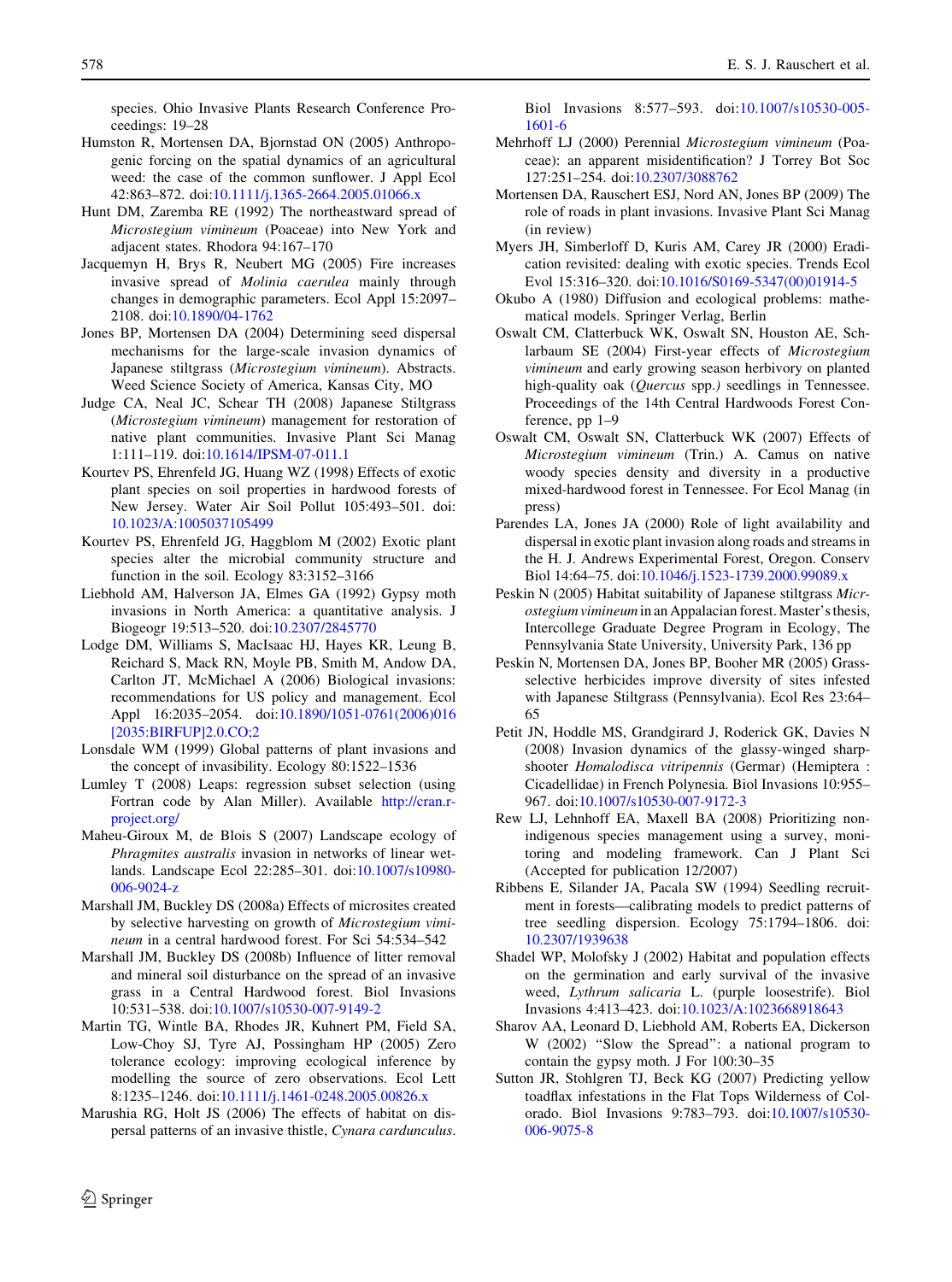species. Ohio Invasive Plants Research Conference Proceedings: 19–28

Humston R, Mortensen DA, Bjornstad ON (2005) Anthropogenic forcing on the spatial dynamics of an agricultural weed: the case of the common sunflower. J Appl Ecol 42:863–872. doi:10.1111/j.1365-2664.2005.01066.x

Hunt DM, Zaremba RE (1992) The northeastward spread of *Microstegium vimineum* (Poaceae) into New York and adjacent states. Rhodora 94:167–170

Jacquemyn H, Brys R, Neubert MG (2005) Fire increases invasive spread of *Molinia caerulea* mainly through changes in demographic parameters. Ecol Appl 15:2097–2108. doi:10.1890/04-1762

Jones BP, Mortensen DA (2004) Determining seed dispersal mechanisms for the large-scale invasion dynamics of Japanese stiltgrass (*Microstegium vimineum*). Abstracts. Weed Science Society of America, Kansas City, MO

Judge CA, Neal JC, Schear TH (2008) Japanese Stiltgrass (*Microstegium vimineum*) management for restoration of native plant communities. Invasive Plant Sci Manag 1:111–119. doi:10.1614/IPSM-07-011.1

Kourtev PS, Ehrenfeld JG, Huang WZ (1998) Effects of exotic plant species on soil properties in hardwood forests of New Jersey. Water Air Soil Pollut 105:493–501. doi:10.1023/A:1005037105499

Kourtev PS, Ehrenfeld JG, Haggblom M (2002) Exotic plant species alter the microbial community structure and function in the soil. Ecology 83:3152–3166

Liebhold AM, Halverson JA, Elmes GA (1992) Gypsy moth invasions in North America: a quantitative analysis. J Biogeogr 19:513–520. doi:10.2307/2845770

Lodge DM, Williams S, MacIsaac HJ, Hayes KR, Leung B, Reichard S, Mack RN, Moyle PB, Smith M, Andow DA, Carlton JT, McMichael A (2006) Biological invasions: recommendations for US policy and management. Ecol Appl 16:2035–2054. doi:10.1890/1051-0761(2006)016[2035:BIRFUP]2.0.CO;2

Lonsdale WM (1999) Global patterns of plant invasions and the concept of invasibility. Ecology 80:1522–1536

Lumley T (2008) Leaps: regression subset selection (using Fortran code by Alan Miller). Available http://cran.r-project.org/

Maheu-Giroux M, de Blois S (2007) Landscape ecology of *Phragmites australis* invasion in networks of linear wetlands. Landscape Ecol 22:285–301. doi:10.1007/s10980-006-9024-z

Marshall JM, Buckley DS (2008a) Effects of microsites created by selective harvesting on growth of *Microstegium vimineum* in a central hardwood forest. For Sci 54:534–542

Marshall JM, Buckley DS (2008b) Influence of litter removal and mineral soil disturbance on the spread of an invasive grass in a Central Hardwood forest. Biol Invasions 10:531–538. doi:10.1007/s10530-007-9149-2

Martin TG, Wintle BA, Rhodes JR, Kuhnert PM, Field SA, Low-Choy SJ, Tyre AJ, Possingham HP (2005) Zero tolerance ecology: improving ecological inference by modelling the source of zero observations. Ecol Lett 8:1235–1246. doi:10.1111/j.1461-0248.2005.00826.x

Marushia RG, Holt JS (2006) The effects of habitat on dispersal patterns of an invasive thistle, *Cynara cardunculus*. Biol Invasions 8:577–593. doi:10.1007/s10530-005-1601-6

Mehrhoff LJ (2000) Perennial *Microstegium vimineum* (Poaceae): an apparent misidentification? J Torrey Bot Soc 127:251–254. doi:10.2307/3088762

Mortensen DA, Rauschert ESJ, Nord AN, Jones BP (2009) The role of roads in plant invasions. Invasive Plant Sci Manag (in review)

Myers JH, Simberloff D, Kuris AM, Carey JR (2000) Eradication revisited: dealing with exotic species. Trends Ecol Evol 15:316–320. doi:10.1016/S0169-5347(00)01914-5

Okubo A (1980) Diffusion and ecological problems: mathematical models. Springer Verlag, Berlin

Oswalt CM, Clatterbuck WK, Oswalt SN, Houston AE, Schlarbaum SE (2004) First-year effects of *Microstegium vimineum* and early growing season herbivory on planted high-quality oak (*Quercus* spp.) seedlings in Tennessee. Proceedings of the 14th Central Hardwoods Forest Conference, pp 1–9

Oswalt CM, Oswalt SN, Clatterbuck WK (2007) Effects of *Microstegium vimineum* (Trin.) A. Camus on native woody species density and diversity in a productive mixed-hardwood forest in Tennessee. For Ecol Manag (in press)

Parendes LA, Jones JA (2000) Role of light availability and dispersal in exotic plant invasion along roads and streams in the H. J. Andrews Experimental Forest, Oregon. Conserv Biol 14:64–75. doi:10.1046/j.1523-1739.2000.99089.x

Peskin N (2005) Habitat suitability of Japanese stiltgrass *Microstegium vimineum* in an Appalacian forest. Master's thesis, Intercollege Graduate Degree Program in Ecology, The Pennsylvania State University, University Park, 136 pp

Peskin N, Mortensen DA, Jones BP, Booher MR (2005) Grass-selective herbicides improve diversity of sites infested with Japanese Stiltgrass (Pennsylvania). Ecol Res 23:64–65

Petit JN, Hoddle MS, Grandgirard J, Roderick GK, Davies N (2008) Invasion dynamics of the glassy-winged sharpshooter *Homalodisca vitripennis* (Germar) (Hemiptera : Cicadellidae) in French Polynesia. Biol Invasions 10:955–967. doi:10.1007/s10530-007-9172-3

Rew LJ, Lehnhoff EA, Maxell BA (2008) Prioritizing non-indigenous species management using a survey, monitoring and modeling framework. Can J Plant Sci (Accepted for publication 12/2007)

Ribbens E, Silander JA, Pacala SW (1994) Seedling recruitment in forests—calibrating models to predict patterns of tree seedling dispersion. Ecology 75:1794–1806. doi:10.2307/1939638

Shadel WP, Molofsky J (2002) Habitat and population effects on the germination and early survival of the invasive weed, *Lythrum salicaria* L. (purple loosestrife). Biol Invasions 4:413–423. doi:10.1023/A:1023668918643

Sharov AA, Leonard D, Liebhold AM, Roberts EA, Dickerson W (2002) "Slow the Spread": a national program to contain the gypsy moth. J For 100:30–35

Sutton JR, Stohlgren TJ, Beck KG (2007) Predicting yellow toadflax infestations in the Flat Tops Wilderness of Colorado. Biol Invasions 9:783–793. doi:10.1007/s10530-006-9075-8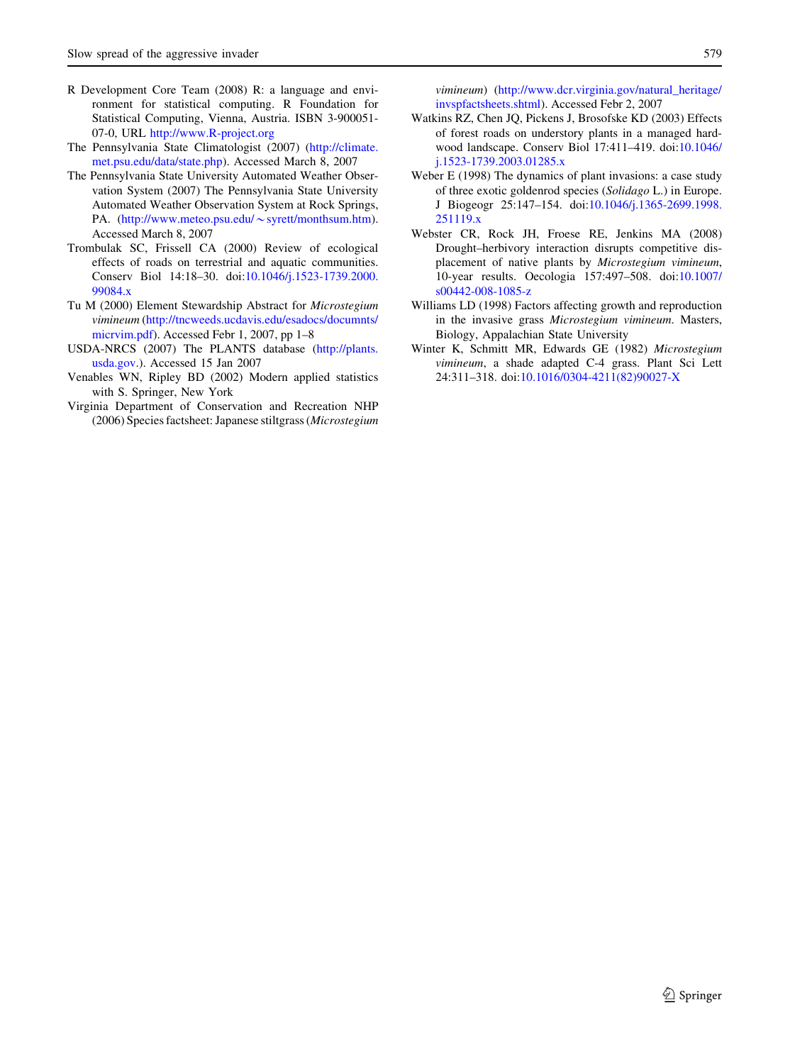R Development Core Team (2008) R: a language and environment for statistical computing. R Foundation for Statistical Computing, Vienna, Austria. ISBN 3-900051-07-0, URL http://www.R-project.org

The Pennsylvania State Climatologist (2007) (http://climate.met.psu.edu/data/state.php). Accessed March 8, 2007

The Pennsylvania State University Automated Weather Observation System (2007) The Pennsylvania State University Automated Weather Observation System at Rock Springs, PA. (http://www.meteo.psu.edu/~syrett/monthsum.htm). Accessed March 8, 2007

Trombulak SC, Frissell CA (2000) Review of ecological effects of roads on terrestrial and aquatic communities. Conserv Biol 14:18–30. doi:10.1046/j.1523-1739.2000.99084.x

Tu M (2000) Element Stewardship Abstract for *Microstegium vimineum* (http://tncweeds.ucdavis.edu/esadocs/documnts/micrvim.pdf). Accessed Febr 1, 2007, pp 1–8

USDA-NRCS (2007) The PLANTS database (http://plants.usda.gov.). Accessed 15 Jan 2007

Venables WN, Ripley BD (2002) Modern applied statistics with S. Springer, New York

Virginia Department of Conservation and Recreation NHP (2006) Species factsheet: Japanese stiltgrass (*Microstegium vimineum*) (http://www.dcr.virginia.gov/natural_heritage/invspfactsheets.shtml). Accessed Febr 2, 2007

Watkins RZ, Chen JQ, Pickens J, Brosofske KD (2003) Effects of forest roads on understory plants in a managed hardwood landscape. Conserv Biol 17:411–419. doi:10.1046/j.1523-1739.2003.01285.x

Weber E (1998) The dynamics of plant invasions: a case study of three exotic goldenrod species (*Solidago* L.) in Europe. J Biogeogr 25:147–154. doi:10.1046/j.1365-2699.1998.251119.x

Webster CR, Rock JH, Froese RE, Jenkins MA (2008) Drought–herbivory interaction disrupts competitive displacement of native plants by *Microstegium vimineum*, 10-year results. Oecologia 157:497–508. doi:10.1007/s00442-008-1085-z

Williams LD (1998) Factors affecting growth and reproduction in the invasive grass *Microstegium vimineum*. Masters, Biology, Appalachian State University

Winter K, Schmitt MR, Edwards GE (1982) *Microstegium vimineum*, a shade adapted C-4 grass. Plant Sci Lett 24:311–318. doi:10.1016/0304-4211(82)90027-X